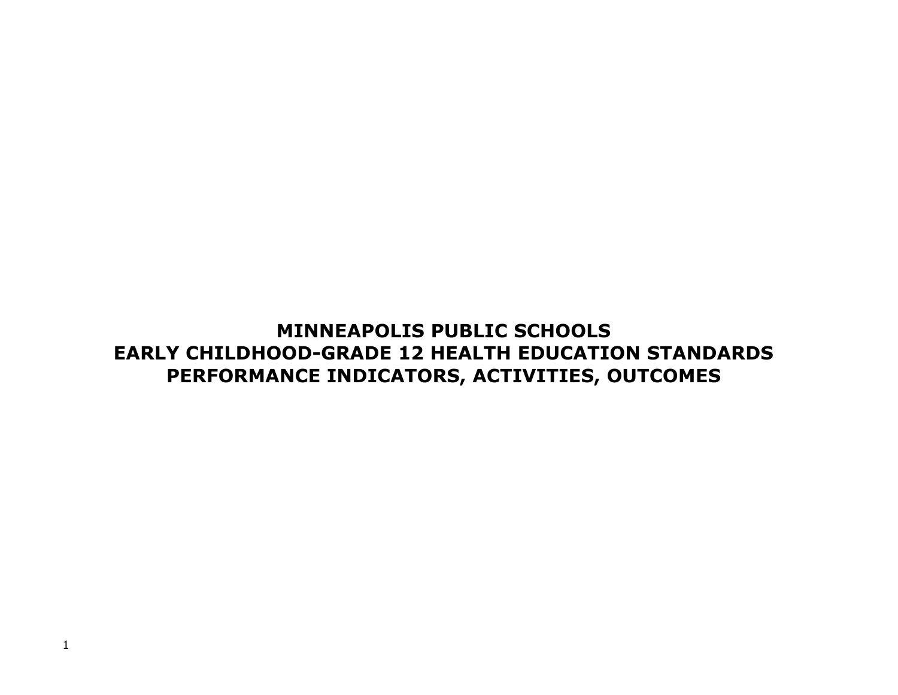# MINNEAPOLIS PUBLIC SCHOOLS
# EARLY CHILDHOOD-GRADE 12 HEALTH EDUCATION STANDARDS
# PERFORMANCE INDICATORS, ACTIVITIES, OUTCOMES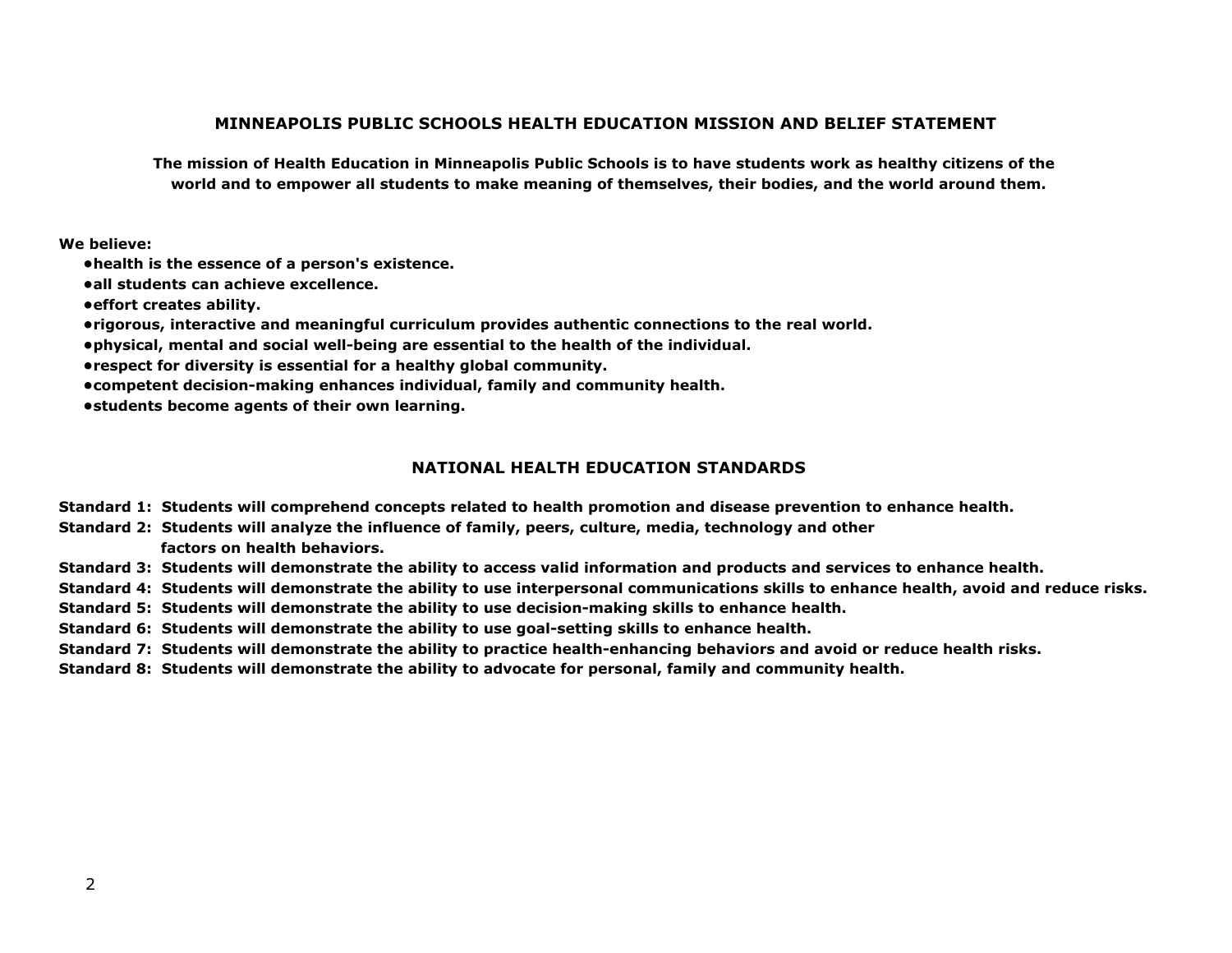## MINNEAPOLIS PUBLIC SCHOOLS HEALTH EDUCATION MISSION AND BELIEF STATEMENT

**The mission of Health Education in Minneapolis Public Schools is to have students work as healthy citizens of the world and to empower all students to make meaning of themselves, their bodies, and the world around them.**

**We believe:**

- **health is the essence of a person's existence.**
- **all students can achieve excellence.**
- **effort creates ability.**
- **rigorous, interactive and meaningful curriculum provides authentic connections to the real world.**
- **physical, mental and social well-being are essential to the health of the individual.**
- **respect for diversity is essential for a healthy global community.**
- **competent decision-making enhances individual, family and community health.**
- **students become agents of their own learning.**

## NATIONAL HEALTH EDUCATION STANDARDS

**Standard 1: Students will comprehend concepts related to health promotion and disease prevention to enhance health.**

**Standard 2: Students will analyze the influence of family, peers, culture, media, technology and other factors on health behaviors.**

**Standard 3: Students will demonstrate the ability to access valid information and products and services to enhance health.**

**Standard 4: Students will demonstrate the ability to use interpersonal communications skills to enhance health, avoid and reduce risks.**

**Standard 5: Students will demonstrate the ability to use decision-making skills to enhance health.**

**Standard 6: Students will demonstrate the ability to use goal-setting skills to enhance health.**

**Standard 7: Students will demonstrate the ability to practice health-enhancing behaviors and avoid or reduce health risks.**

**Standard 8: Students will demonstrate the ability to advocate for personal, family and community health.**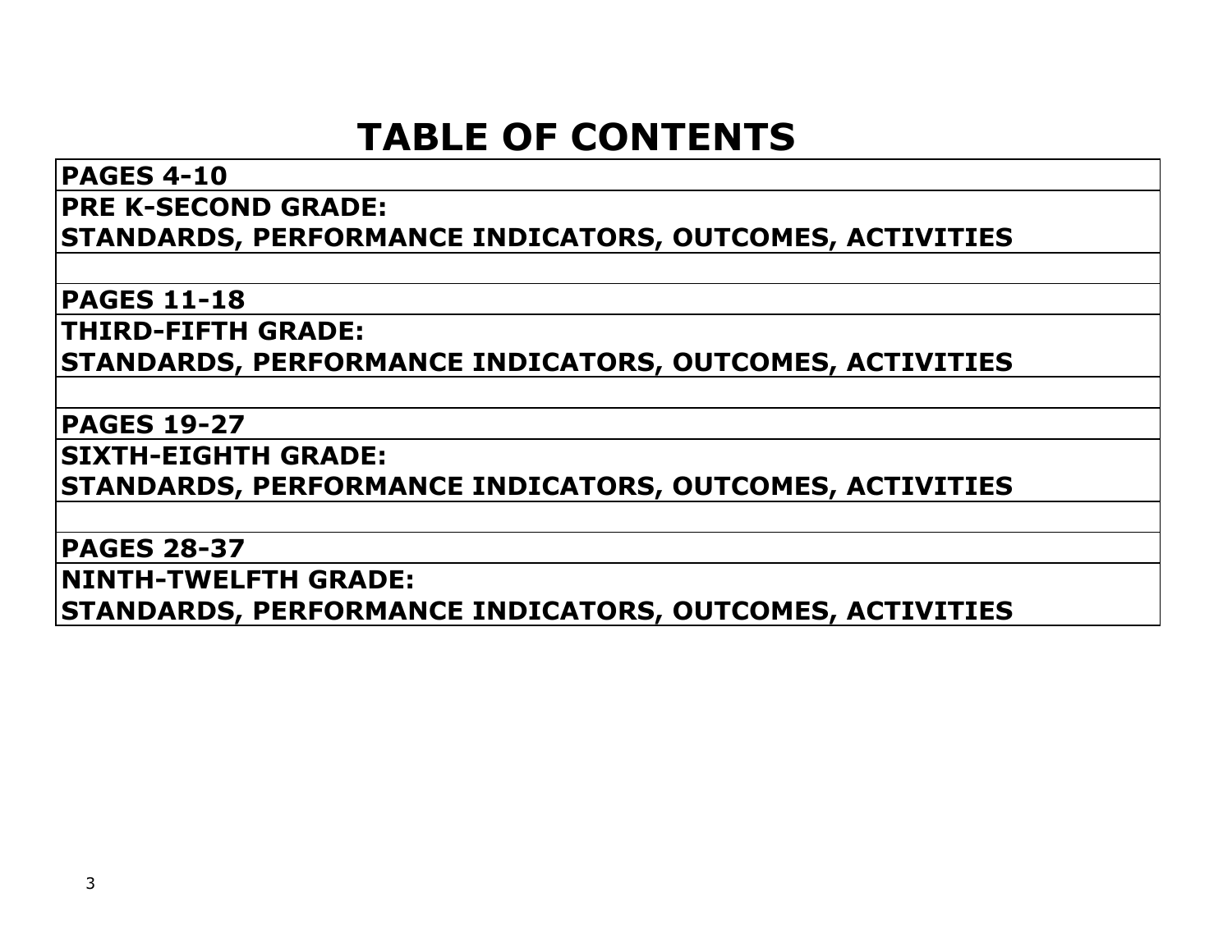# TABLE OF CONTENTS

| PAGES 4-10 |
|---|
| PRE K-SECOND GRADE: STANDARDS, PERFORMANCE INDICATORS, OUTCOMES, ACTIVITIES |
| |
| PAGES 11-18 |
| THIRD-FIFTH GRADE: STANDARDS, PERFORMANCE INDICATORS, OUTCOMES, ACTIVITIES |
| |
| PAGES 19-27 |
| SIXTH-EIGHTH GRADE: STANDARDS, PERFORMANCE INDICATORS, OUTCOMES, ACTIVITIES |
| |
| PAGES 28-37 |
| NINTH-TWELFTH GRADE: STANDARDS, PERFORMANCE INDICATORS, OUTCOMES, ACTIVITIES |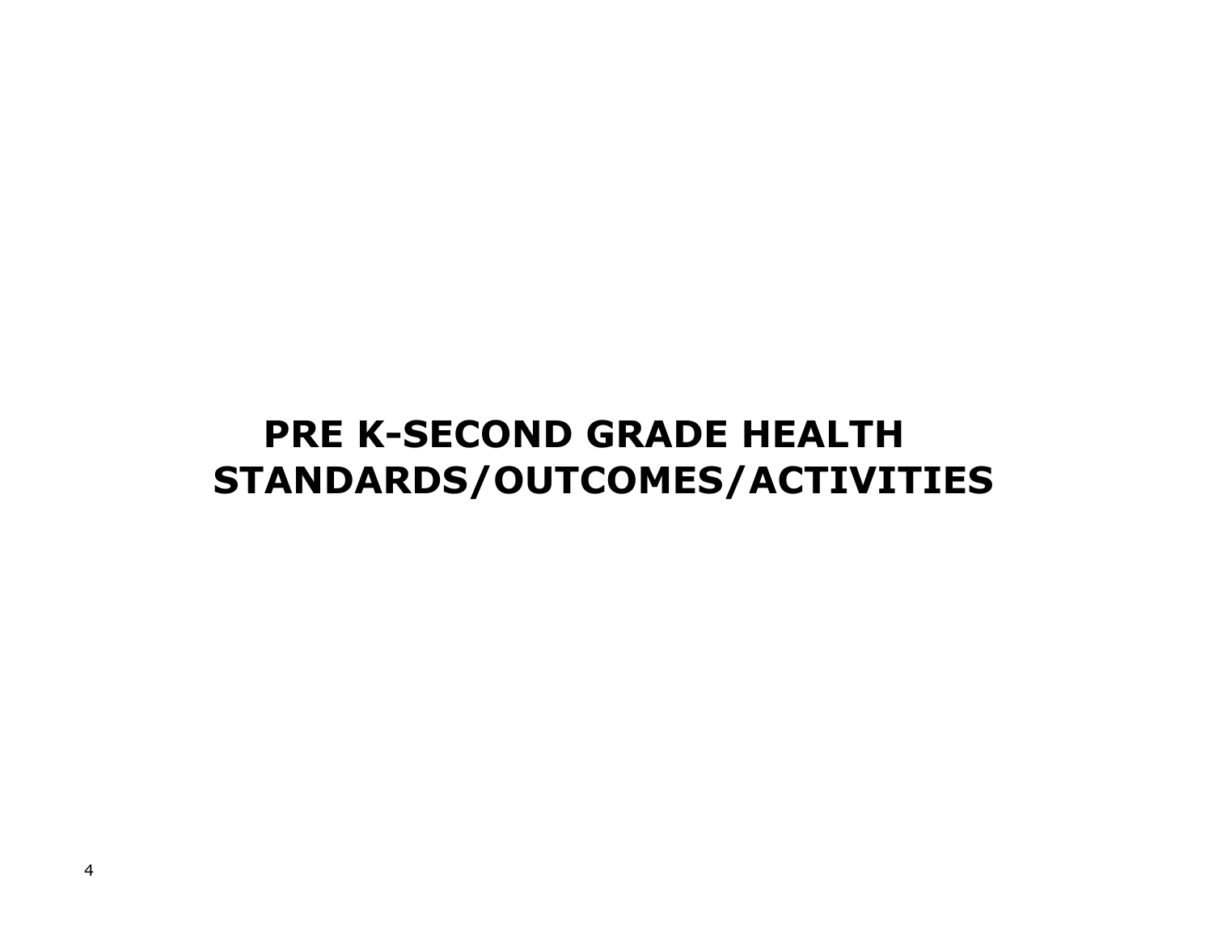# PRE K-SECOND GRADE HEALTH STANDARDS/OUTCOMES/ACTIVITIES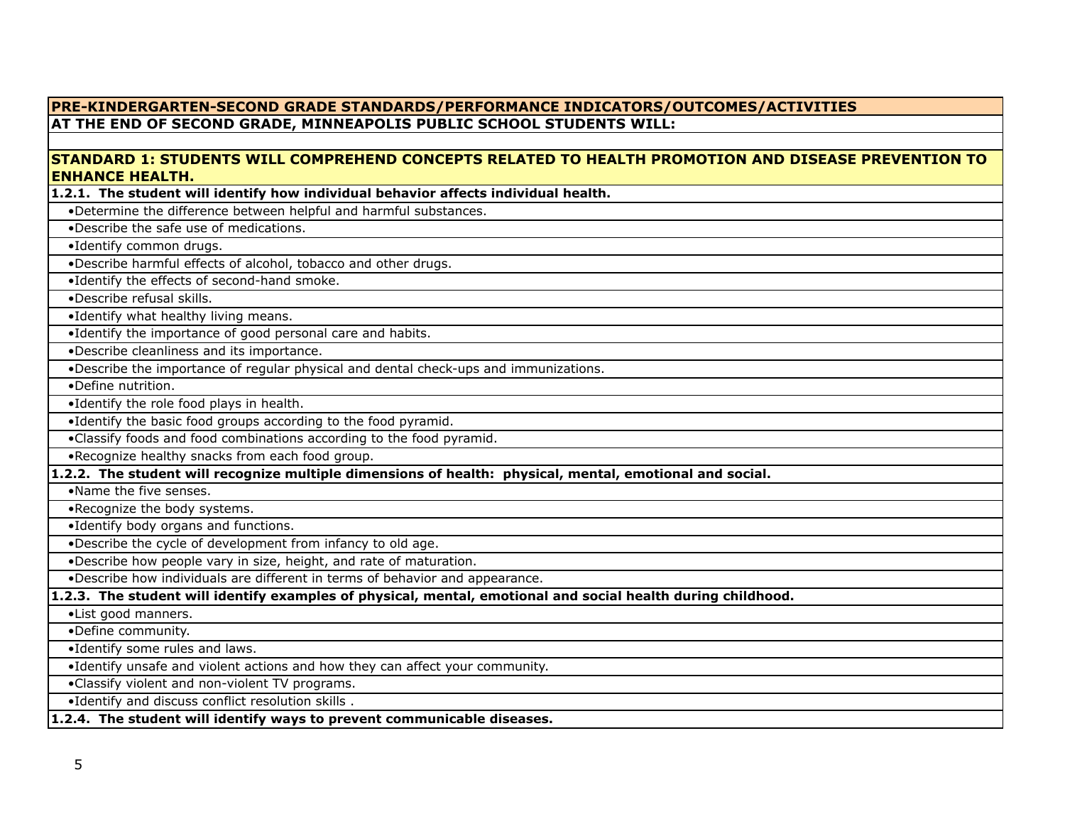## PRE-KINDERGARTEN-SECOND GRADE STANDARDS/PERFORMANCE INDICATORS/OUTCOMES/ACTIVITIES

**AT THE END OF SECOND GRADE, MINNEAPOLIS PUBLIC SCHOOL STUDENTS WILL:**

### STANDARD 1: STUDENTS WILL COMPREHEND CONCEPTS RELATED TO HEALTH PROMOTION AND DISEASE PREVENTION TO ENHANCE HEALTH.

**1.2.1. The student will identify how individual behavior affects individual health.**

- Determine the difference between helpful and harmful substances.
- Describe the safe use of medications.
- Identify common drugs.
- Describe harmful effects of alcohol, tobacco and other drugs.
- Identify the effects of second-hand smoke.
- Describe refusal skills.
- Identify what healthy living means.
- Identify the importance of good personal care and habits.
- Describe cleanliness and its importance.
- Describe the importance of regular physical and dental check-ups and immunizations.
- Define nutrition.
- Identify the role food plays in health.
- Identify the basic food groups according to the food pyramid.
- Classify foods and food combinations according to the food pyramid.
- Recognize healthy snacks from each food group.

**1.2.2. The student will recognize multiple dimensions of health: physical, mental, emotional and social.**

- Name the five senses.
- Recognize the body systems.
- Identify body organs and functions.
- Describe the cycle of development from infancy to old age.
- Describe how people vary in size, height, and rate of maturation.
- Describe how individuals are different in terms of behavior and appearance.

**1.2.3. The student will identify examples of physical, mental, emotional and social health during childhood.**

- List good manners.
- Define community.
- Identify some rules and laws.
- Identify unsafe and violent actions and how they can affect your community.
- Classify violent and non-violent TV programs.
- Identify and discuss conflict resolution skills .

**1.2.4. The student will identify ways to prevent communicable diseases.**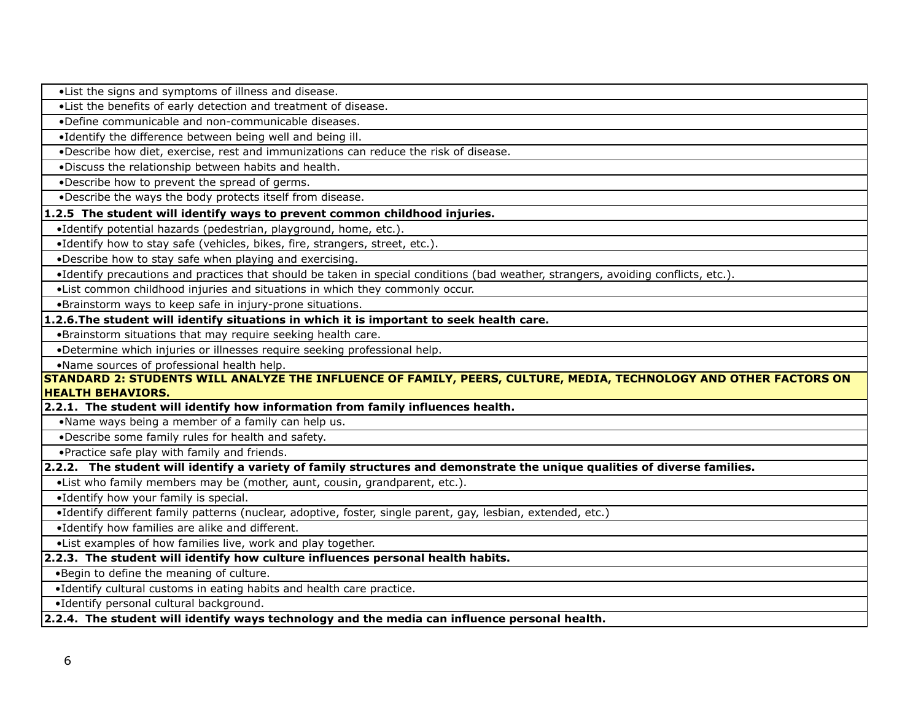- List the signs and symptoms of illness and disease.
- List the benefits of early detection and treatment of disease.
- Define communicable and non-communicable diseases.
- Identify the difference between being well and being ill.
- Describe how diet, exercise, rest and immunizations can reduce the risk of disease.
- Discuss the relationship between habits and health.
- Describe how to prevent the spread of germs.
- Describe the ways the body protects itself from disease.

**1.2.5 The student will identify ways to prevent common childhood injuries.**

- Identify potential hazards (pedestrian, playground, home, etc.).
- Identify how to stay safe (vehicles, bikes, fire, strangers, street, etc.).
- Describe how to stay safe when playing and exercising.
- Identify precautions and practices that should be taken in special conditions (bad weather, strangers, avoiding conflicts, etc.).
- List common childhood injuries and situations in which they commonly occur.
- Brainstorm ways to keep safe in injury-prone situations.

**1.2.6.The student will identify situations in which it is important to seek health care.**

- Brainstorm situations that may require seeking health care.
- Determine which injuries or illnesses require seeking professional help.
- Name sources of professional health help.

## STANDARD 2: STUDENTS WILL ANALYZE THE INFLUENCE OF FAMILY, PEERS, CULTURE, MEDIA, TECHNOLOGY AND OTHER FACTORS ON HEALTH BEHAVIORS.

**2.2.1. The student will identify how information from family influences health.**

- Name ways being a member of a family can help us.
- Describe some family rules for health and safety.
- Practice safe play with family and friends.

**2.2.2. The student will identify a variety of family structures and demonstrate the unique qualities of diverse families.**

- List who family members may be (mother, aunt, cousin, grandparent, etc.).
- Identify how your family is special.
- Identify different family patterns (nuclear, adoptive, foster, single parent, gay, lesbian, extended, etc.)
- Identify how families are alike and different.
- List examples of how families live, work and play together.

**2.2.3. The student will identify how culture influences personal health habits.**

- Begin to define the meaning of culture.
- Identify cultural customs in eating habits and health care practice.
- Identify personal cultural background.

**2.2.4. The student will identify ways technology and the media can influence personal health.**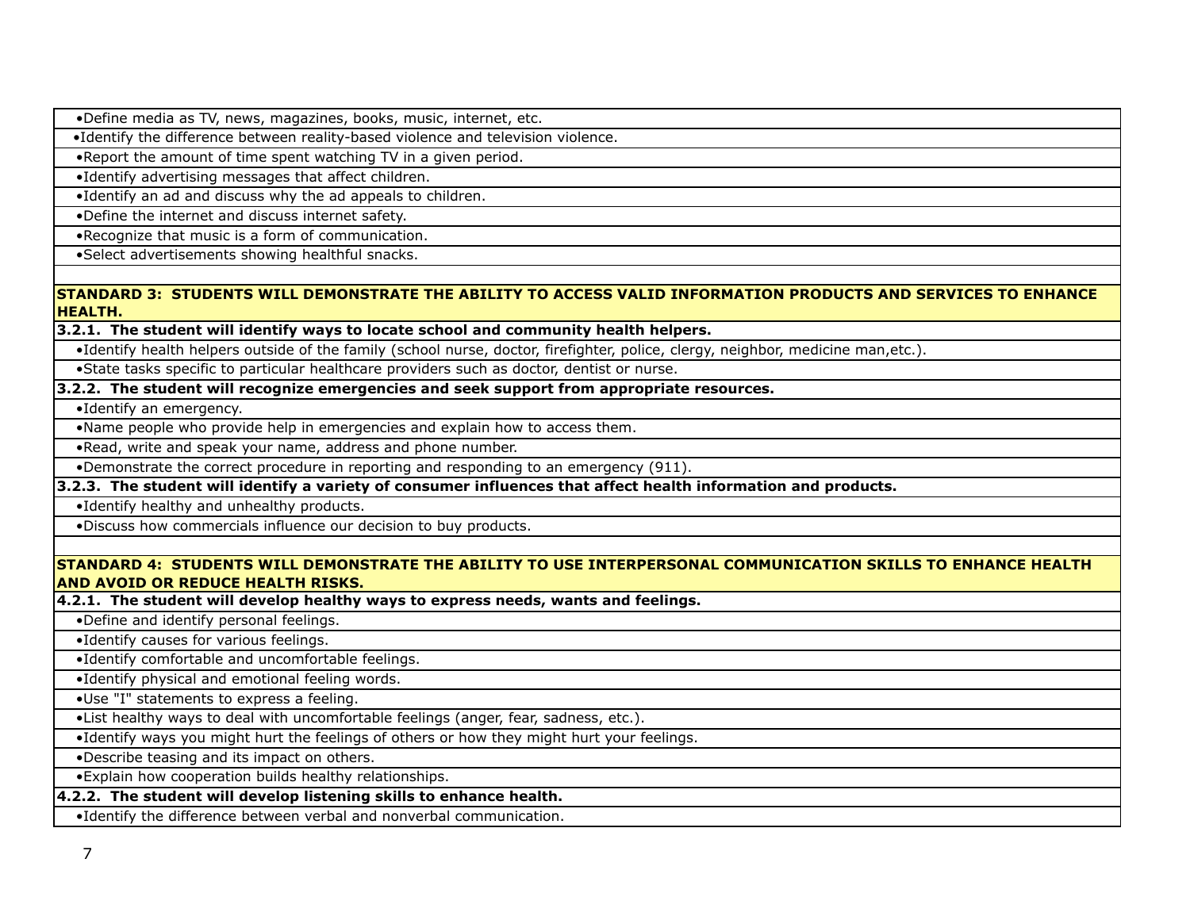- Define media as TV, news, magazines, books, music, internet, etc.
- Identify the difference between reality-based violence and television violence.
- Report the amount of time spent watching TV in a given period.
- Identify advertising messages that affect children.
- Identify an ad and discuss why the ad appeals to children.
- Define the internet and discuss internet safety.
- Recognize that music is a form of communication.
- Select advertisements showing healthful snacks.

## STANDARD 3: STUDENTS WILL DEMONSTRATE THE ABILITY TO ACCESS VALID INFORMATION PRODUCTS AND SERVICES TO ENHANCE HEALTH.

**3.2.1. The student will identify ways to locate school and community health helpers.**

- Identify health helpers outside of the family (school nurse, doctor, firefighter, police, clergy, neighbor, medicine man,etc.).
- State tasks specific to particular healthcare providers such as doctor, dentist or nurse.

**3.2.2. The student will recognize emergencies and seek support from appropriate resources.**

- Identify an emergency.
- Name people who provide help in emergencies and explain how to access them.
- Read, write and speak your name, address and phone number.
- Demonstrate the correct procedure in reporting and responding to an emergency (911).

**3.2.3. The student will identify a variety of consumer influences that affect health information and products.**

- Identify healthy and unhealthy products.
- Discuss how commercials influence our decision to buy products.

## STANDARD 4: STUDENTS WILL DEMONSTRATE THE ABILITY TO USE INTERPERSONAL COMMUNICATION SKILLS TO ENHANCE HEALTH AND AVOID OR REDUCE HEALTH RISKS.

**4.2.1. The student will develop healthy ways to express needs, wants and feelings.**

- Define and identify personal feelings.
- Identify causes for various feelings.
- Identify comfortable and uncomfortable feelings.
- Identify physical and emotional feeling words.
- Use "I" statements to express a feeling.
- List healthy ways to deal with uncomfortable feelings (anger, fear, sadness, etc.).
- Identify ways you might hurt the feelings of others or how they might hurt your feelings.
- Describe teasing and its impact on others.
- Explain how cooperation builds healthy relationships.

**4.2.2. The student will develop listening skills to enhance health.**

- Identify the difference between verbal and nonverbal communication.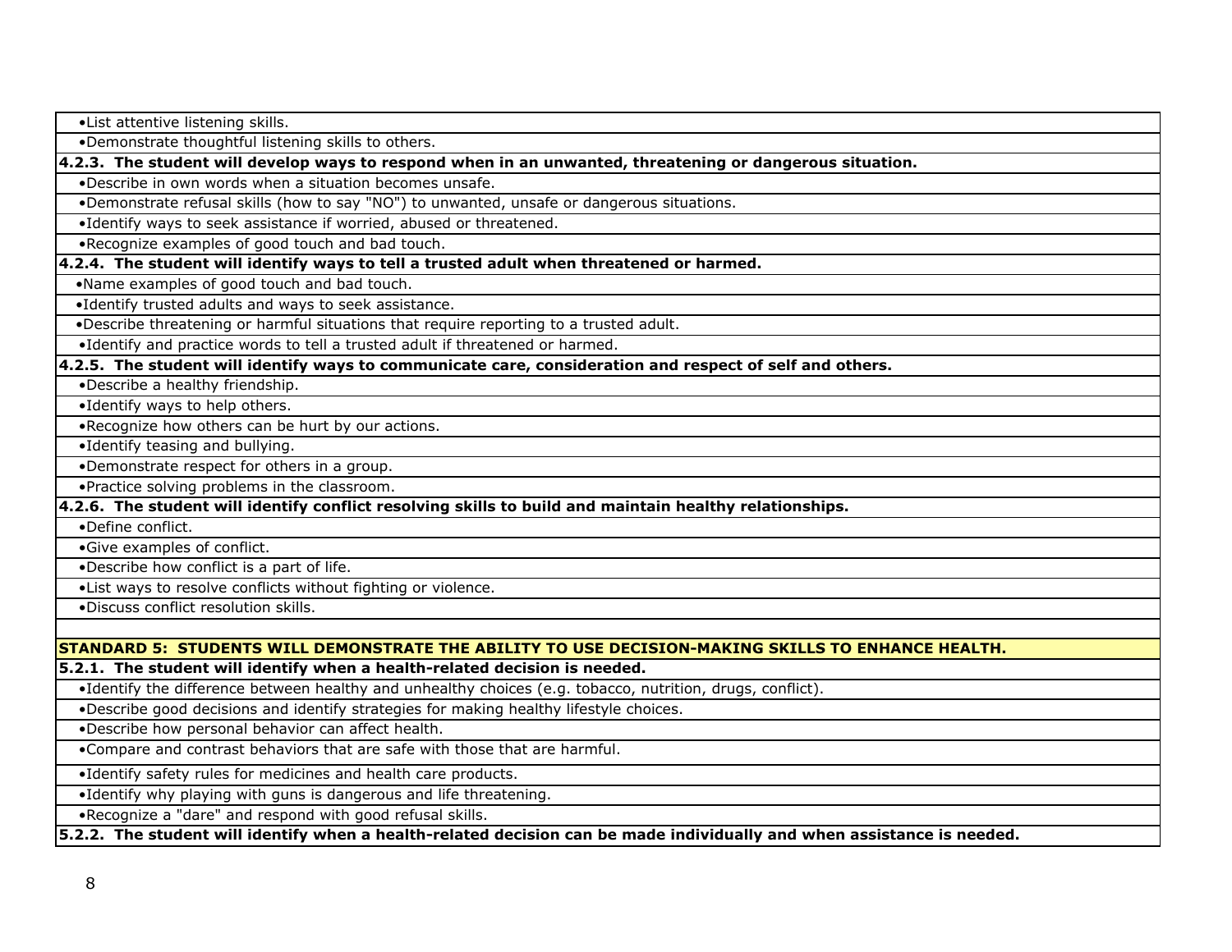- List attentive listening skills.
- Demonstrate thoughtful listening skills to others.

**4.2.3. The student will develop ways to respond when in an unwanted, threatening or dangerous situation.**

- Describe in own words when a situation becomes unsafe.
- Demonstrate refusal skills (how to say "NO") to unwanted, unsafe or dangerous situations.
- Identify ways to seek assistance if worried, abused or threatened.
- Recognize examples of good touch and bad touch.

**4.2.4. The student will identify ways to tell a trusted adult when threatened or harmed.**

- Name examples of good touch and bad touch.
- Identify trusted adults and ways to seek assistance.
- Describe threatening or harmful situations that require reporting to a trusted adult.
- Identify and practice words to tell a trusted adult if threatened or harmed.

**4.2.5. The student will identify ways to communicate care, consideration and respect of self and others.**

- Describe a healthy friendship.
- Identify ways to help others.
- Recognize how others can be hurt by our actions.
- Identify teasing and bullying.
- Demonstrate respect for others in a group.
- Practice solving problems in the classroom.

**4.2.6. The student will identify conflict resolving skills to build and maintain healthy relationships.**

- Define conflict.
- Give examples of conflict.
- Describe how conflict is a part of life.
- List ways to resolve conflicts without fighting or violence.
- Discuss conflict resolution skills.

## STANDARD 5: STUDENTS WILL DEMONSTRATE THE ABILITY TO USE DECISION-MAKING SKILLS TO ENHANCE HEALTH.

**5.2.1. The student will identify when a health-related decision is needed.**

- Identify the difference between healthy and unhealthy choices (e.g. tobacco, nutrition, drugs, conflict).
- Describe good decisions and identify strategies for making healthy lifestyle choices.
- Describe how personal behavior can affect health.
- Compare and contrast behaviors that are safe with those that are harmful.
- Identify safety rules for medicines and health care products.
- Identify why playing with guns is dangerous and life threatening.
- Recognize a "dare" and respond with good refusal skills.

**5.2.2. The student will identify when a health-related decision can be made individually and when assistance is needed.**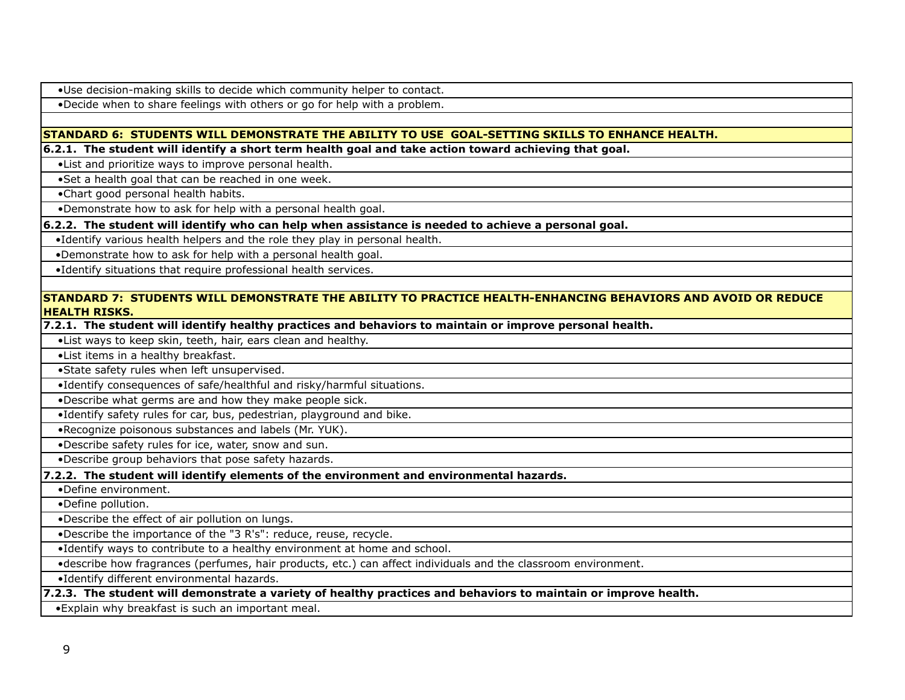- Use decision-making skills to decide which community helper to contact.
- Decide when to share feelings with others or go for help with a problem.

## STANDARD 6: STUDENTS WILL DEMONSTRATE THE ABILITY TO USE GOAL-SETTING SKILLS TO ENHANCE HEALTH.

**6.2.1. The student will identify a short term health goal and take action toward achieving that goal.**

- List and prioritize ways to improve personal health.
- Set a health goal that can be reached in one week.
- Chart good personal health habits.
- Demonstrate how to ask for help with a personal health goal.

**6.2.2. The student will identify who can help when assistance is needed to achieve a personal goal.**

- Identify various health helpers and the role they play in personal health.
- Demonstrate how to ask for help with a personal health goal.
- Identify situations that require professional health services.

## STANDARD 7: STUDENTS WILL DEMONSTRATE THE ABILITY TO PRACTICE HEALTH-ENHANCING BEHAVIORS AND AVOID OR REDUCE HEALTH RISKS.

**7.2.1. The student will identify healthy practices and behaviors to maintain or improve personal health.**

- List ways to keep skin, teeth, hair, ears clean and healthy.
- List items in a healthy breakfast.
- State safety rules when left unsupervised.
- Identify consequences of safe/healthful and risky/harmful situations.
- Describe what germs are and how they make people sick.
- Identify safety rules for car, bus, pedestrian, playground and bike.
- Recognize poisonous substances and labels (Mr. YUK).
- Describe safety rules for ice, water, snow and sun.
- Describe group behaviors that pose safety hazards.

**7.2.2. The student will identify elements of the environment and environmental hazards.**

- Define environment.
- Define pollution.
- Describe the effect of air pollution on lungs.
- Describe the importance of the "3 R's": reduce, reuse, recycle.
- Identify ways to contribute to a healthy environment at home and school.
- describe how fragrances (perfumes, hair products, etc.) can affect individuals and the classroom environment.
- Identify different environmental hazards.

**7.2.3. The student will demonstrate a variety of healthy practices and behaviors to maintain or improve health.**

- Explain why breakfast is such an important meal.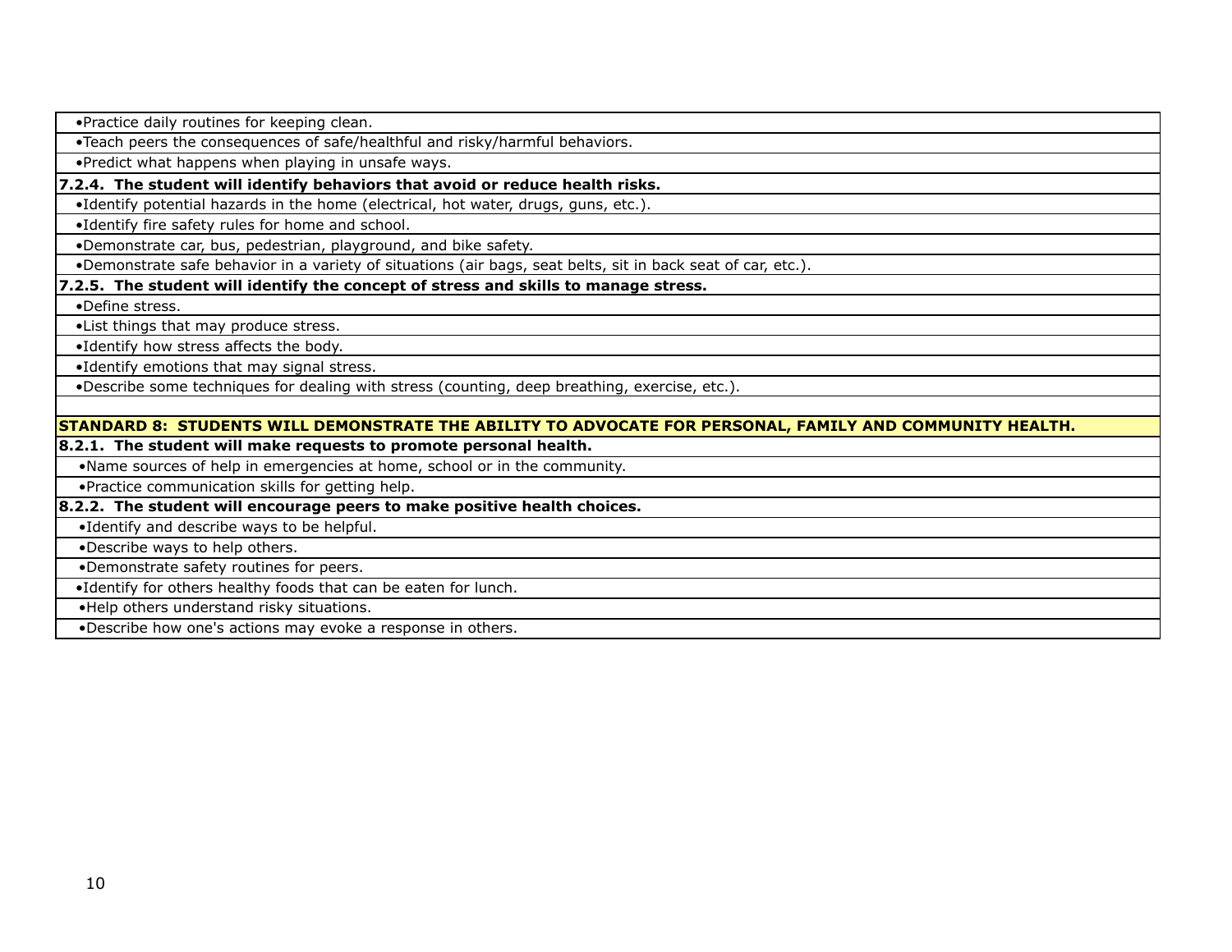- Practice daily routines for keeping clean.
- Teach peers the consequences of safe/healthful and risky/harmful behaviors.
- Predict what happens when playing in unsafe ways.

**7.2.4. The student will identify behaviors that avoid or reduce health risks.**

- Identify potential hazards in the home (electrical, hot water, drugs, guns, etc.).
- Identify fire safety rules for home and school.
- Demonstrate car, bus, pedestrian, playground, and bike safety.
- Demonstrate safe behavior in a variety of situations (air bags, seat belts, sit in back seat of car, etc.).

**7.2.5. The student will identify the concept of stress and skills to manage stress.**

- Define stress.
- List things that may produce stress.
- Identify how stress affects the body.
- Identify emotions that may signal stress.
- Describe some techniques for dealing with stress (counting, deep breathing, exercise, etc.).

## STANDARD 8: STUDENTS WILL DEMONSTRATE THE ABILITY TO ADVOCATE FOR PERSONAL, FAMILY AND COMMUNITY HEALTH.

**8.2.1. The student will make requests to promote personal health.**

- Name sources of help in emergencies at home, school or in the community.
- Practice communication skills for getting help.

**8.2.2. The student will encourage peers to make positive health choices.**

- Identify and describe ways to be helpful.
- Describe ways to help others.
- Demonstrate safety routines for peers.
- Identify for others healthy foods that can be eaten for lunch.
- Help others understand risky situations.
- Describe how one's actions may evoke a response in others.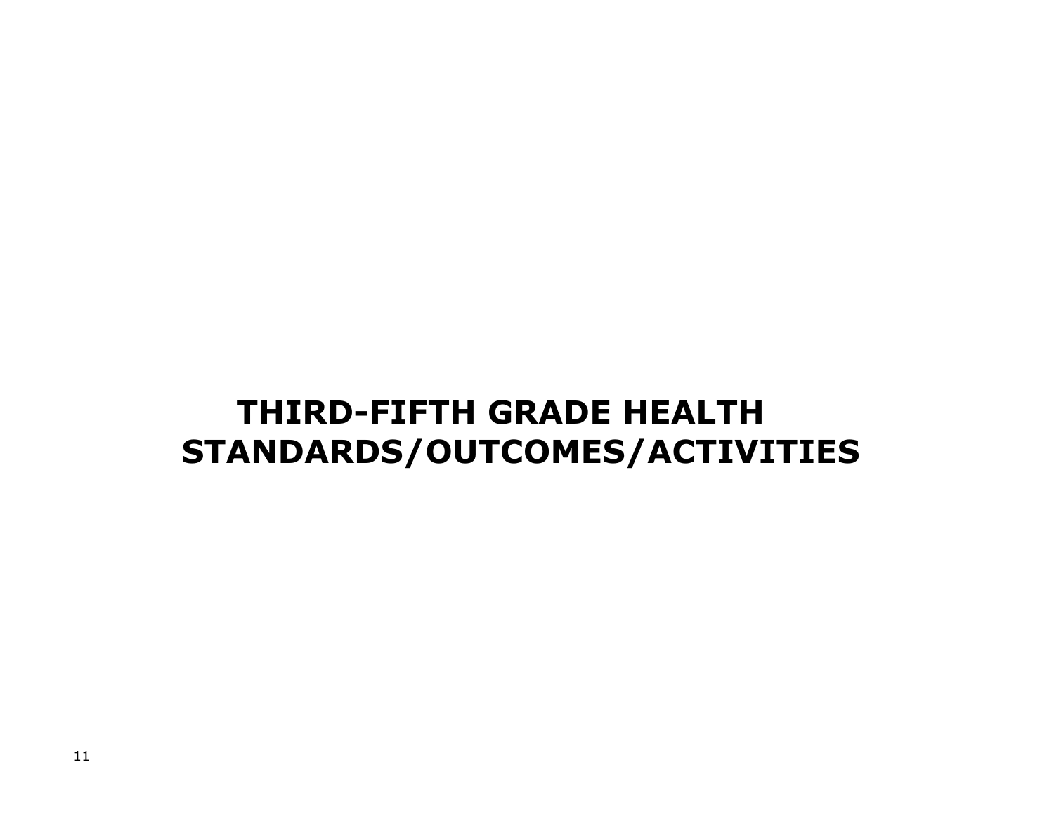# THIRD-FIFTH GRADE HEALTH STANDARDS/OUTCOMES/ACTIVITIES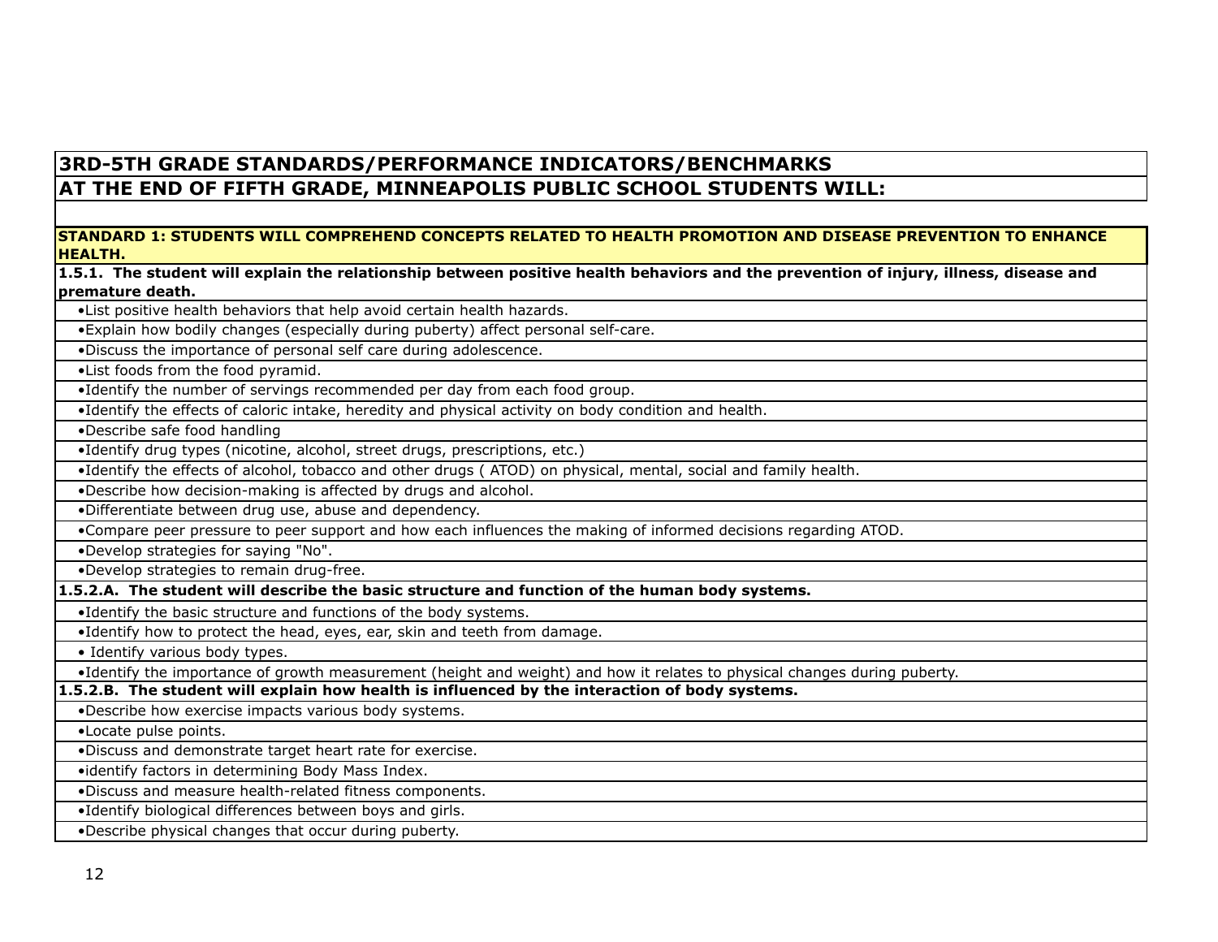## 3RD-5TH GRADE STANDARDS/PERFORMANCE INDICATORS/BENCHMARKS
## AT THE END OF FIFTH GRADE, MINNEAPOLIS PUBLIC SCHOOL STUDENTS WILL:

**STANDARD 1: STUDENTS WILL COMPREHEND CONCEPTS RELATED TO HEALTH PROMOTION AND DISEASE PREVENTION TO ENHANCE HEALTH.**

**1.5.1. The student will explain the relationship between positive health behaviors and the prevention of injury, illness, disease and premature death.**

- List positive health behaviors that help avoid certain health hazards.
- Explain how bodily changes (especially during puberty) affect personal self-care.
- Discuss the importance of personal self care during adolescence.
- List foods from the food pyramid.
- Identify the number of servings recommended per day from each food group.
- Identify the effects of caloric intake, heredity and physical activity on body condition and health.
- Describe safe food handling
- Identify drug types (nicotine, alcohol, street drugs, prescriptions, etc.)
- Identify the effects of alcohol, tobacco and other drugs ( ATOD) on physical, mental, social and family health.
- Describe how decision-making is affected by drugs and alcohol.
- Differentiate between drug use, abuse and dependency.
- Compare peer pressure to peer support and how each influences the making of informed decisions regarding ATOD.
- Develop strategies for saying "No".
- Develop strategies to remain drug-free.

**1.5.2.A. The student will describe the basic structure and function of the human body systems.**

- Identify the basic structure and functions of the body systems.
- Identify how to protect the head, eyes, ear, skin and teeth from damage.
- Identify various body types.
- Identify the importance of growth measurement (height and weight) and how it relates to physical changes during puberty.

**1.5.2.B. The student will explain how health is influenced by the interaction of body systems.**

- Describe how exercise impacts various body systems.
- Locate pulse points.
- Discuss and demonstrate target heart rate for exercise.
- identify factors in determining Body Mass Index.
- Discuss and measure health-related fitness components.
- Identify biological differences between boys and girls.
- Describe physical changes that occur during puberty.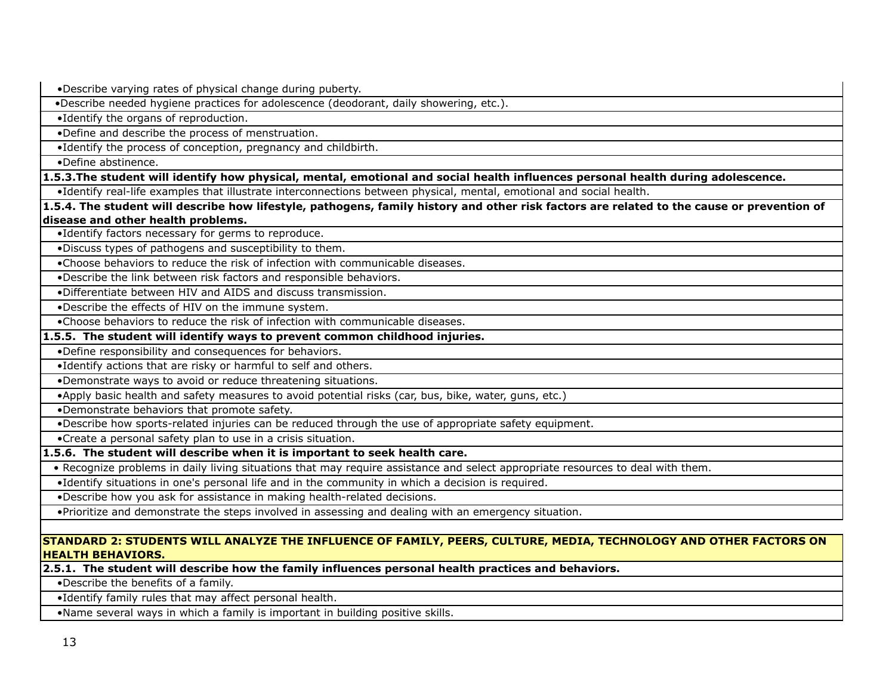- Describe varying rates of physical change during puberty.
- Describe needed hygiene practices for adolescence (deodorant, daily showering, etc.).
- Identify the organs of reproduction.
- Define and describe the process of menstruation.
- Identify the process of conception, pregnancy and childbirth.
- Define abstinence.

**1.5.3.The student will identify how physical, mental, emotional and social health influences personal health during adolescence.**

- Identify real-life examples that illustrate interconnections between physical, mental, emotional and social health.

**1.5.4. The student will describe how lifestyle, pathogens, family history and other risk factors are related to the cause or prevention of disease and other health problems.**

- Identify factors necessary for germs to reproduce.
- Discuss types of pathogens and susceptibility to them.
- Choose behaviors to reduce the risk of infection with communicable diseases.
- Describe the link between risk factors and responsible behaviors.
- Differentiate between HIV and AIDS and discuss transmission.
- Describe the effects of HIV on the immune system.
- Choose behaviors to reduce the risk of infection with communicable diseases.

**1.5.5. The student will identify ways to prevent common childhood injuries.**

- Define responsibility and consequences for behaviors.
- Identify actions that are risky or harmful to self and others.
- Demonstrate ways to avoid or reduce threatening situations.
- Apply basic health and safety measures to avoid potential risks (car, bus, bike, water, guns, etc.)
- Demonstrate behaviors that promote safety.
- Describe how sports-related injuries can be reduced through the use of appropriate safety equipment.
- Create a personal safety plan to use in a crisis situation.

**1.5.6. The student will describe when it is important to seek health care.**

- Recognize problems in daily living situations that may require assistance and select appropriate resources to deal with them.
- Identify situations in one's personal life and in the community in which a decision is required.
- Describe how you ask for assistance in making health-related decisions.
- Prioritize and demonstrate the steps involved in assessing and dealing with an emergency situation.

## STANDARD 2: STUDENTS WILL ANALYZE THE INFLUENCE OF FAMILY, PEERS, CULTURE, MEDIA, TECHNOLOGY AND OTHER FACTORS ON HEALTH BEHAVIORS.

**2.5.1. The student will describe how the family influences personal health practices and behaviors.**

- Describe the benefits of a family.
- Identify family rules that may affect personal health.
- Name several ways in which a family is important in building positive skills.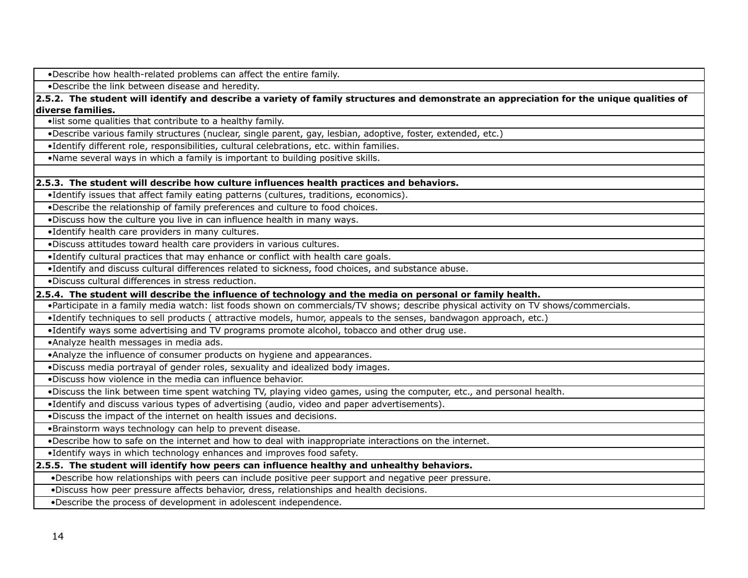| |
|---|
| •Describe how health-related problems can affect the entire family. |
| •Describe the link between disease and heredity. |
| **2.5.2. The student will identify and describe a variety of family structures and demonstrate an appreciation for the unique qualities of diverse families.** |
| •list some qualities that contribute to a healthy family. |
| •Describe various family structures (nuclear, single parent, gay, lesbian, adoptive, foster, extended, etc.) |
| •Identify different role, responsibilities, cultural celebrations, etc. within families. |
| •Name several ways in which a family is important to building positive skills. |
| |
| **2.5.3. The student will describe how culture influences health practices and behaviors.** |
| •Identify issues that affect family eating patterns (cultures, traditions, economics). |
| •Describe the relationship of family preferences and culture to food choices. |
| •Discuss how the culture you live in can influence health in many ways. |
| •Identify health care providers in many cultures. |
| •Discuss attitudes toward health care providers in various cultures. |
| •Identify cultural practices that may enhance or conflict with health care goals. |
| •Identify and discuss cultural differences related to sickness, food choices, and substance abuse. |
| •Discuss cultural differences in stress reduction. |
| **2.5.4. The student will describe the influence of technology and the media on personal or family health.** |
| •Participate in a family media watch: list foods shown on commercials/TV shows; describe physical activity on TV shows/commercials. |
| •Identify techniques to sell products ( attractive models, humor, appeals to the senses, bandwagon approach, etc.) |
| •Identify ways some advertising and TV programs promote alcohol, tobacco and other drug use. |
| •Analyze health messages in media ads. |
| •Analyze the influence of consumer products on hygiene and appearances. |
| •Discuss media portrayal of gender roles, sexuality and idealized body images. |
| •Discuss how violence in the media can influence behavior. |
| •Discuss the link between time spent watching TV, playing video games, using the computer, etc., and personal health. |
| •Identify and discuss various types of advertising (audio, video and paper advertisements). |
| •Discuss the impact of the internet on health issues and decisions. |
| •Brainstorm ways technology can help to prevent disease. |
| •Describe how to safe on the internet and how to deal with inappropriate interactions on the internet. |
| •Identify ways in which technology enhances and improves food safety. |
| **2.5.5. The student will identify how peers can influence healthy and unhealthy behaviors.** |
| •Describe how relationships with peers can include positive peer support and negative peer pressure. |
| •Discuss how peer pressure affects behavior, dress, relationships and health decisions. |
| •Describe the process of development in adolescent independence. |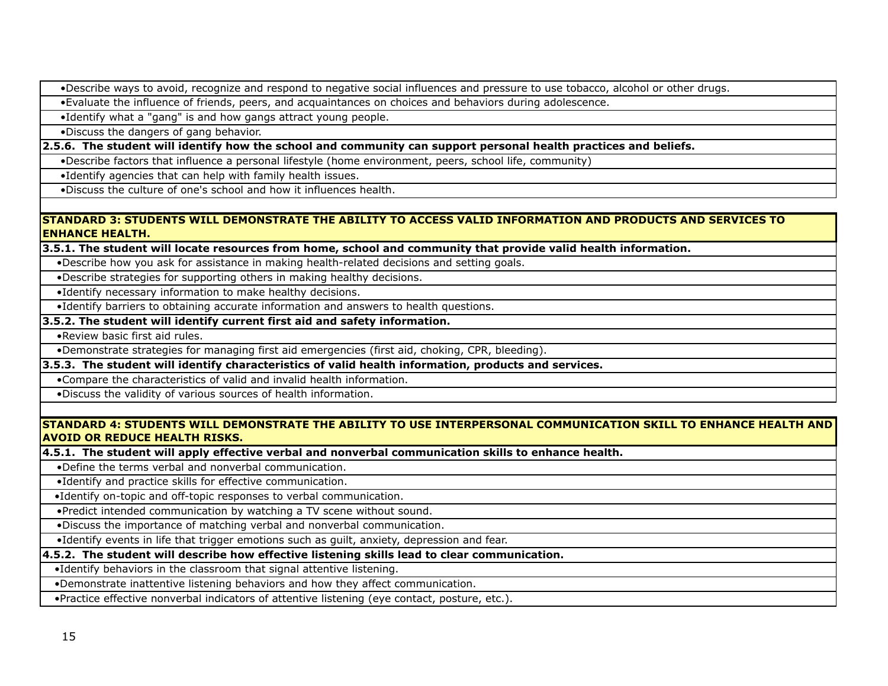- Describe ways to avoid, recognize and respond to negative social influences and pressure to use tobacco, alcohol or other drugs.
- Evaluate the influence of friends, peers, and acquaintances on choices and behaviors during adolescence.
- Identify what a "gang" is and how gangs attract young people.
- Discuss the dangers of gang behavior.

**2.5.6. The student will identify how the school and community can support personal health practices and beliefs.**

- Describe factors that influence a personal lifestyle (home environment, peers, school life, community)
- Identify agencies that can help with family health issues.
- Discuss the culture of one's school and how it influences health.

## STANDARD 3: STUDENTS WILL DEMONSTRATE THE ABILITY TO ACCESS VALID INFORMATION AND PRODUCTS AND SERVICES TO ENHANCE HEALTH.

**3.5.1. The student will locate resources from home, school and community that provide valid health information.**

- Describe how you ask for assistance in making health-related decisions and setting goals.
- Describe strategies for supporting others in making healthy decisions.
- Identify necessary information to make healthy decisions.
- Identify barriers to obtaining accurate information and answers to health questions.

**3.5.2. The student will identify current first aid and safety information.**

- Review basic first aid rules.
- Demonstrate strategies for managing first aid emergencies (first aid, choking, CPR, bleeding).

**3.5.3. The student will identify characteristics of valid health information, products and services.**

- Compare the characteristics of valid and invalid health information.
- Discuss the validity of various sources of health information.

## STANDARD 4: STUDENTS WILL DEMONSTRATE THE ABILITY TO USE INTERPERSONAL COMMUNICATION SKILL TO ENHANCE HEALTH AND AVOID OR REDUCE HEALTH RISKS.

**4.5.1. The student will apply effective verbal and nonverbal communication skills to enhance health.**

- Define the terms verbal and nonverbal communication.
- Identify and practice skills for effective communication.
- Identify on-topic and off-topic responses to verbal communication.
- Predict intended communication by watching a TV scene without sound.
- Discuss the importance of matching verbal and nonverbal communication.
- Identify events in life that trigger emotions such as guilt, anxiety, depression and fear.

**4.5.2. The student will describe how effective listening skills lead to clear communication.**

- Identify behaviors in the classroom that signal attentive listening.
- Demonstrate inattentive listening behaviors and how they affect communication.
- Practice effective nonverbal indicators of attentive listening (eye contact, posture, etc.).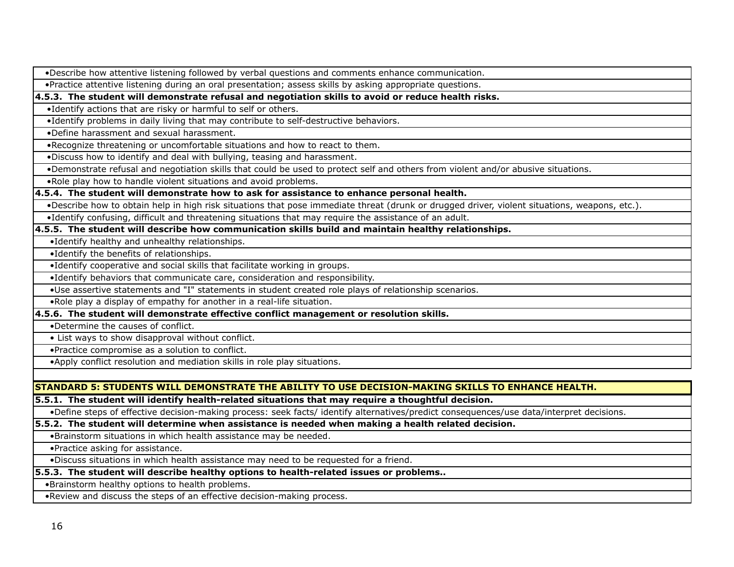- Describe how attentive listening followed by verbal questions and comments enhance communication.
- Practice attentive listening during an oral presentation; assess skills by asking appropriate questions.

**4.5.3. The student will demonstrate refusal and negotiation skills to avoid or reduce health risks.**

- Identify actions that are risky or harmful to self or others.
- Identify problems in daily living that may contribute to self-destructive behaviors.
- Define harassment and sexual harassment.
- Recognize threatening or uncomfortable situations and how to react to them.
- Discuss how to identify and deal with bullying, teasing and harassment.
- Demonstrate refusal and negotiation skills that could be used to protect self and others from violent and/or abusive situations.
- Role play how to handle violent situations and avoid problems.

**4.5.4. The student will demonstrate how to ask for assistance to enhance personal health.**

- Describe how to obtain help in high risk situations that pose immediate threat (drunk or drugged driver, violent situations, weapons, etc.).
- Identify confusing, difficult and threatening situations that may require the assistance of an adult.

**4.5.5. The student will describe how communication skills build and maintain healthy relationships.**

- Identify healthy and unhealthy relationships.
- Identify the benefits of relationships.
- Identify cooperative and social skills that facilitate working in groups.
- Identify behaviors that communicate care, consideration and responsibility.
- Use assertive statements and "I" statements in student created role plays of relationship scenarios.
- Role play a display of empathy for another in a real-life situation.

**4.5.6. The student will demonstrate effective conflict management or resolution skills.**

- Determine the causes of conflict.
- List ways to show disapproval without conflict.
- Practice compromise as a solution to conflict.
- Apply conflict resolution and mediation skills in role play situations.

## STANDARD 5: STUDENTS WILL DEMONSTRATE THE ABILITY TO USE DECISION-MAKING SKILLS TO ENHANCE HEALTH.

**5.5.1. The student will identify health-related situations that may require a thoughtful decision.**

- Define steps of effective decision-making process: seek facts/ identify alternatives/predict consequences/use data/interpret decisions.

**5.5.2. The student will determine when assistance is needed when making a health related decision.**

- Brainstorm situations in which health assistance may be needed.
- Practice asking for assistance.
- Discuss situations in which health assistance may need to be requested for a friend.

**5.5.3. The student will describe healthy options to health-related issues or problems..**

- Brainstorm healthy options to health problems.
- Review and discuss the steps of an effective decision-making process.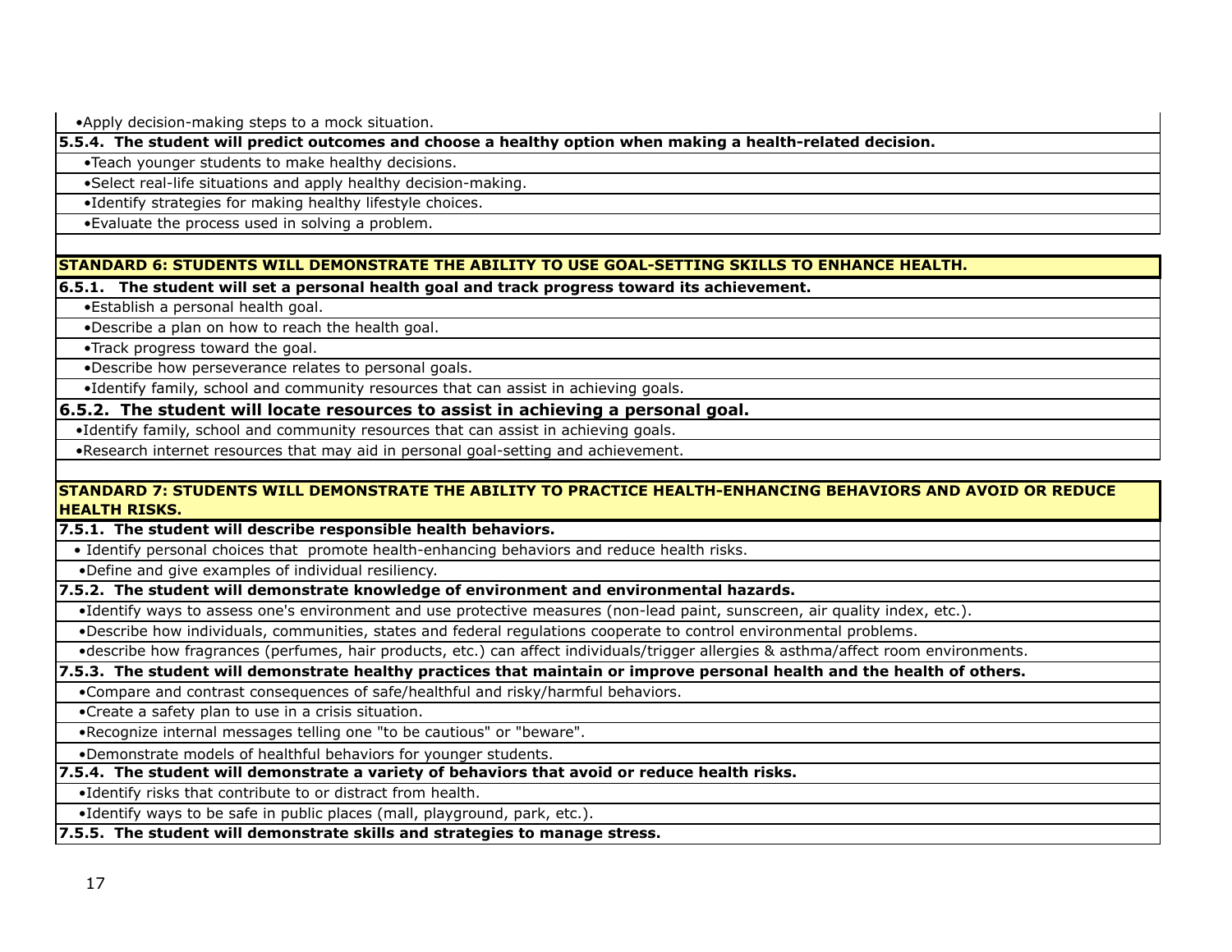- Apply decision-making steps to a mock situation.

**5.5.4. The student will predict outcomes and choose a healthy option when making a health-related decision.**

- Teach younger students to make healthy decisions.
- Select real-life situations and apply healthy decision-making.
- Identify strategies for making healthy lifestyle choices.
- Evaluate the process used in solving a problem.

## STANDARD 6: STUDENTS WILL DEMONSTRATE THE ABILITY TO USE GOAL-SETTING SKILLS TO ENHANCE HEALTH.

**6.5.1. The student will set a personal health goal and track progress toward its achievement.**

- Establish a personal health goal.
- Describe a plan on how to reach the health goal.
- Track progress toward the goal.
- Describe how perseverance relates to personal goals.
- Identify family, school and community resources that can assist in achieving goals.

**6.5.2. The student will locate resources to assist in achieving a personal goal.**

- Identify family, school and community resources that can assist in achieving goals.
- Research internet resources that may aid in personal goal-setting and achievement.

## STANDARD 7: STUDENTS WILL DEMONSTRATE THE ABILITY TO PRACTICE HEALTH-ENHANCING BEHAVIORS AND AVOID OR REDUCE HEALTH RISKS.

**7.5.1. The student will describe responsible health behaviors.**

- Identify personal choices that promote health-enhancing behaviors and reduce health risks.
- Define and give examples of individual resiliency.

**7.5.2. The student will demonstrate knowledge of environment and environmental hazards.**

- Identify ways to assess one's environment and use protective measures (non-lead paint, sunscreen, air quality index, etc.).
- Describe how individuals, communities, states and federal regulations cooperate to control environmental problems.
- describe how fragrances (perfumes, hair products, etc.) can affect individuals/trigger allergies & asthma/affect room environments.

**7.5.3. The student will demonstrate healthy practices that maintain or improve personal health and the health of others.**

- Compare and contrast consequences of safe/healthful and risky/harmful behaviors.
- Create a safety plan to use in a crisis situation.
- Recognize internal messages telling one "to be cautious" or "beware".
- Demonstrate models of healthful behaviors for younger students.

**7.5.4. The student will demonstrate a variety of behaviors that avoid or reduce health risks.**

- Identify risks that contribute to or distract from health.
- Identify ways to be safe in public places (mall, playground, park, etc.).

**7.5.5. The student will demonstrate skills and strategies to manage stress.**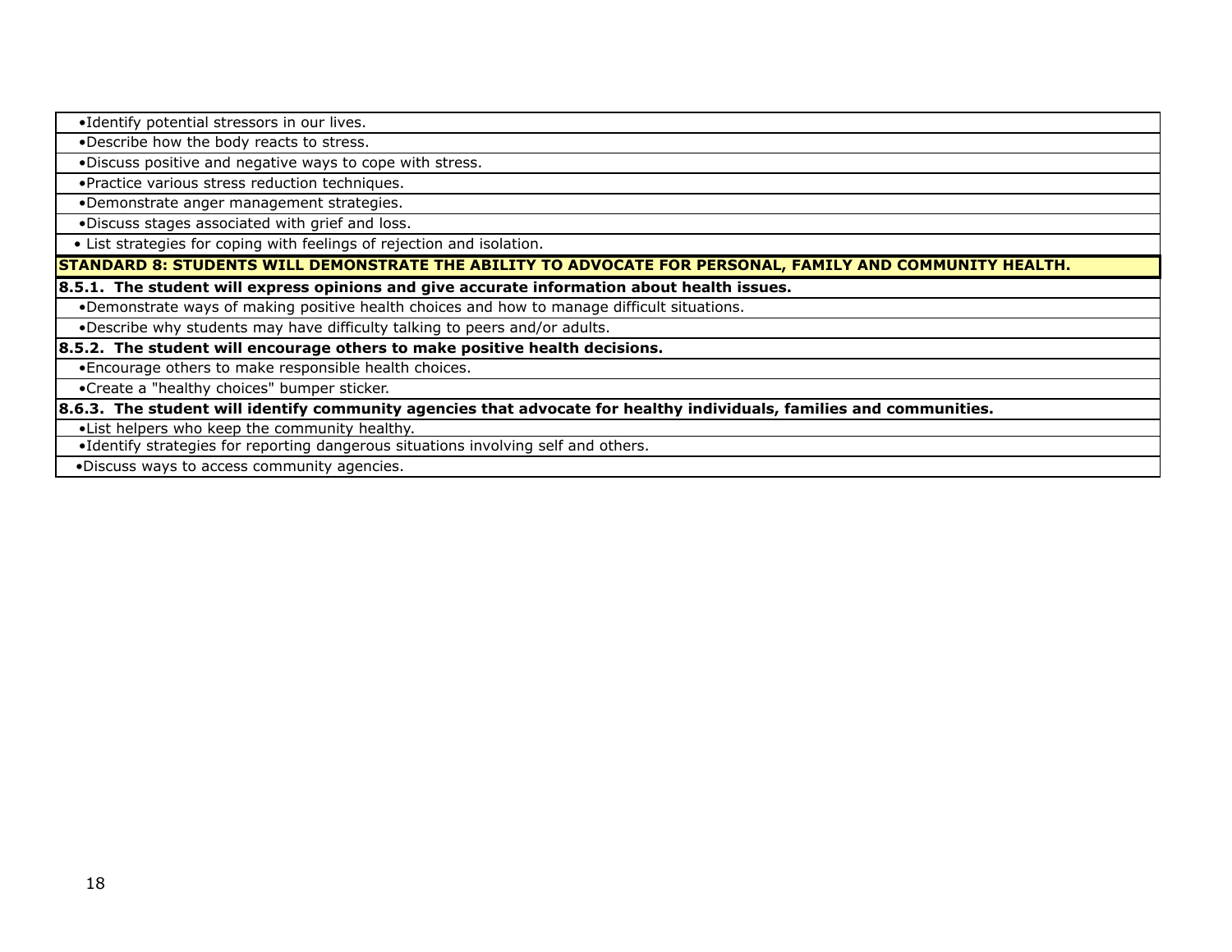- Identify potential stressors in our lives.
- Describe how the body reacts to stress.
- Discuss positive and negative ways to cope with stress.
- Practice various stress reduction techniques.
- Demonstrate anger management strategies.
- Discuss stages associated with grief and loss.
- List strategies for coping with feelings of rejection and isolation.

## STANDARD 8: STUDENTS WILL DEMONSTRATE THE ABILITY TO ADVOCATE FOR PERSONAL, FAMILY AND COMMUNITY HEALTH.

**8.5.1. The student will express opinions and give accurate information about health issues.**

- Demonstrate ways of making positive health choices and how to manage difficult situations.
- Describe why students may have difficulty talking to peers and/or adults.

**8.5.2. The student will encourage others to make positive health decisions.**

- Encourage others to make responsible health choices.
- Create a "healthy choices" bumper sticker.

**8.6.3. The student will identify community agencies that advocate for healthy individuals, families and communities.**

- List helpers who keep the community healthy.
- Identify strategies for reporting dangerous situations involving self and others.
- Discuss ways to access community agencies.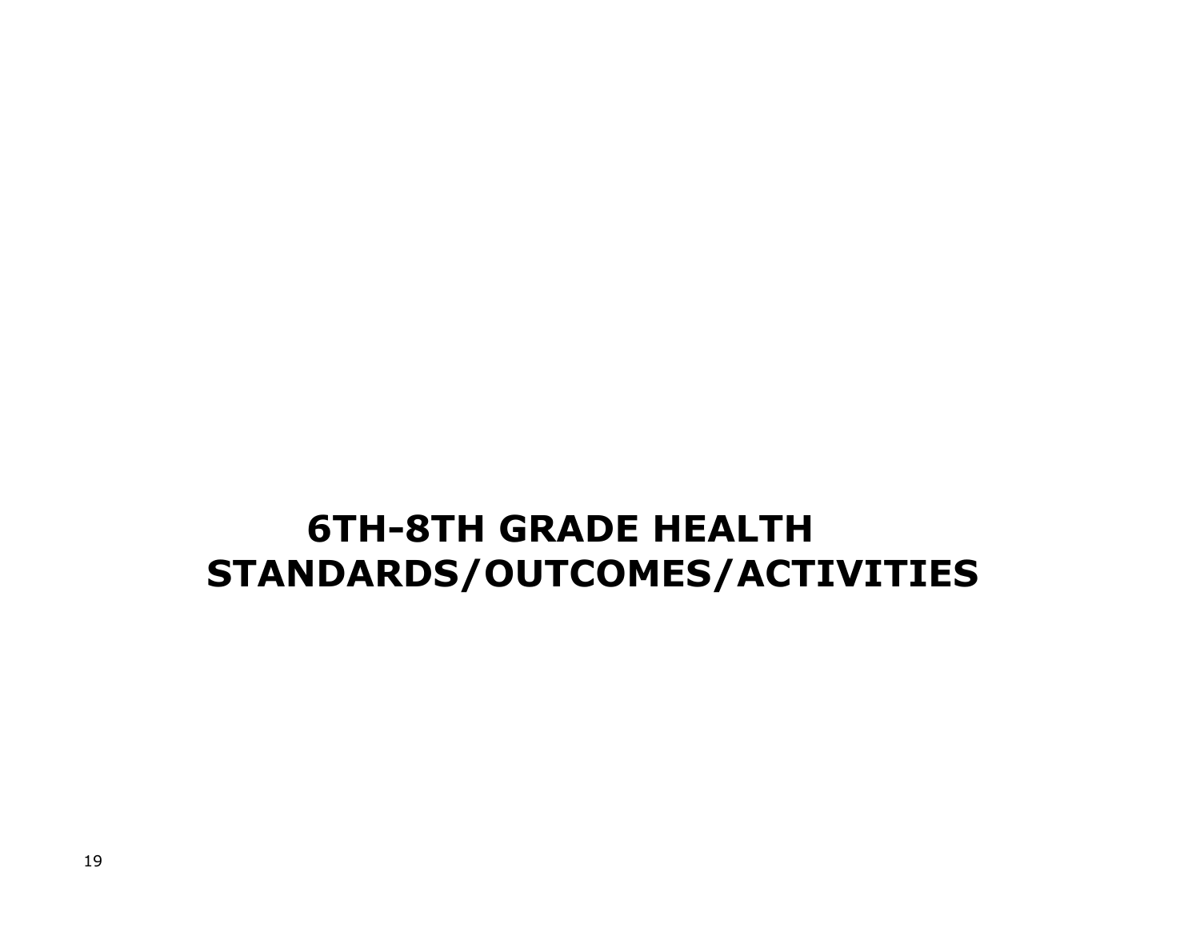# 6TH-8TH GRADE HEALTH STANDARDS/OUTCOMES/ACTIVITIES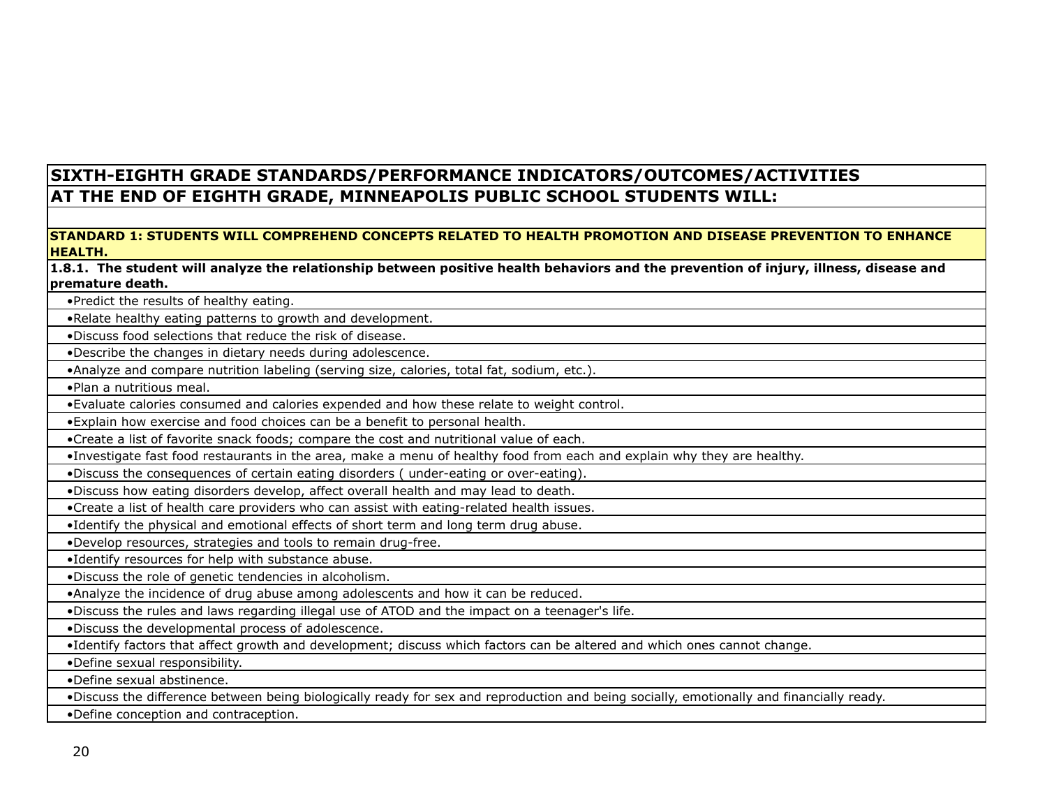## SIXTH-EIGHTH GRADE STANDARDS/PERFORMANCE INDICATORS/OUTCOMES/ACTIVITIES

## AT THE END OF EIGHTH GRADE, MINNEAPOLIS PUBLIC SCHOOL STUDENTS WILL:

### STANDARD 1: STUDENTS WILL COMPREHEND CONCEPTS RELATED TO HEALTH PROMOTION AND DISEASE PREVENTION TO ENHANCE HEALTH.

**1.8.1. The student will analyze the relationship between positive health behaviors and the prevention of injury, illness, disease and premature death.**

- Predict the results of healthy eating.
- Relate healthy eating patterns to growth and development.
- Discuss food selections that reduce the risk of disease.
- Describe the changes in dietary needs during adolescence.
- Analyze and compare nutrition labeling (serving size, calories, total fat, sodium, etc.).
- Plan a nutritious meal.
- Evaluate calories consumed and calories expended and how these relate to weight control.
- Explain how exercise and food choices can be a benefit to personal health.
- Create a list of favorite snack foods; compare the cost and nutritional value of each.
- Investigate fast food restaurants in the area, make a menu of healthy food from each and explain why they are healthy.
- Discuss the consequences of certain eating disorders ( under-eating or over-eating).
- Discuss how eating disorders develop, affect overall health and may lead to death.
- Create a list of health care providers who can assist with eating-related health issues.
- Identify the physical and emotional effects of short term and long term drug abuse.
- Develop resources, strategies and tools to remain drug-free.
- Identify resources for help with substance abuse.
- Discuss the role of genetic tendencies in alcoholism.
- Analyze the incidence of drug abuse among adolescents and how it can be reduced.
- Discuss the rules and laws regarding illegal use of ATOD and the impact on a teenager's life.
- Discuss the developmental process of adolescence.
- Identify factors that affect growth and development; discuss which factors can be altered and which ones cannot change.
- Define sexual responsibility.
- Define sexual abstinence.
- Discuss the difference between being biologically ready for sex and reproduction and being socially, emotionally and financially ready.
- Define conception and contraception.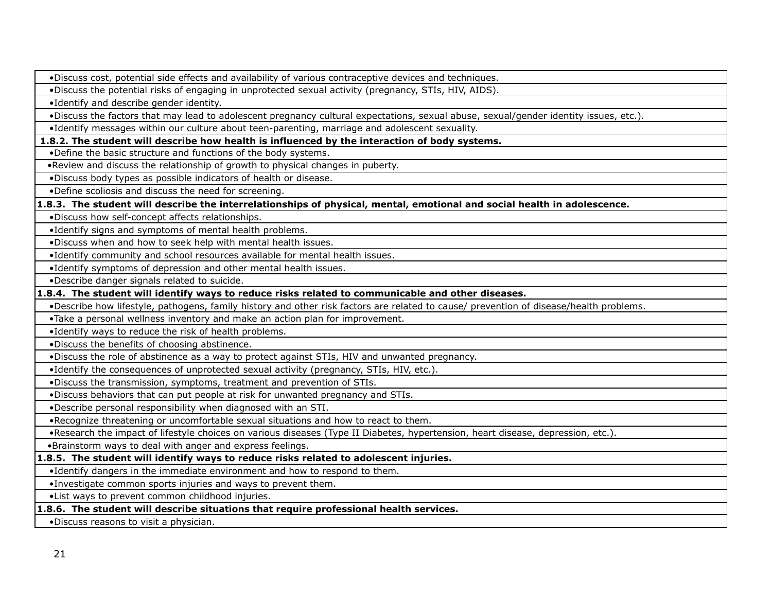| |
|---|
| •Discuss cost, potential side effects and availability of various contraceptive devices and techniques. |
| •Discuss the potential risks of engaging in unprotected sexual activity (pregnancy, STIs, HIV, AIDS). |
| •Identify and describe gender identity. |
| •Discuss the factors that may lead to adolescent pregnancy cultural expectations, sexual abuse, sexual/gender identity issues, etc.). |
| •Identify messages within our culture about teen-parenting, marriage and adolescent sexuality. |
| **1.8.2. The student will describe how health is influenced by the interaction of body systems.** |
| •Define the basic structure and functions of the body systems. |
| •Review and discuss the relationship of growth to physical changes in puberty. |
| •Discuss body types as possible indicators of health or disease. |
| •Define scoliosis and discuss the need for screening. |
| **1.8.3. The student will describe the interrelationships of physical, mental, emotional and social health in adolescence.** |
| •Discuss how self-concept affects relationships. |
| •Identify signs and symptoms of mental health problems. |
| •Discuss when and how to seek help with mental health issues. |
| •Identify community and school resources available for mental health issues. |
| •Identify symptoms of depression and other mental health issues. |
| •Describe danger signals related to suicide. |
| **1.8.4. The student will identify ways to reduce risks related to communicable and other diseases.** |
| •Describe how lifestyle, pathogens, family history and other risk factors are related to cause/ prevention of disease/health problems. |
| •Take a personal wellness inventory and make an action plan for improvement. |
| •Identify ways to reduce the risk of health problems. |
| •Discuss the benefits of choosing abstinence. |
| •Discuss the role of abstinence as a way to protect against STIs, HIV and unwanted pregnancy. |
| •Identify the consequences of unprotected sexual activity (pregnancy, STIs, HIV, etc.). |
| •Discuss the transmission, symptoms, treatment and prevention of STIs. |
| •Discuss behaviors that can put people at risk for unwanted pregnancy and STIs. |
| •Describe personal responsibility when diagnosed with an STI. |
| •Recognize threatening or uncomfortable sexual situations and how to react to them. |
| •Research the impact of lifestyle choices on various diseases (Type II Diabetes, hypertension, heart disease, depression, etc.). |
| •Brainstorm ways to deal with anger and express feelings. |
| **1.8.5. The student will identify ways to reduce risks related to adolescent injuries.** |
| •Identify dangers in the immediate environment and how to respond to them. |
| •Investigate common sports injuries and ways to prevent them. |
| •List ways to prevent common childhood injuries. |
| **1.8.6. The student will describe situations that require professional health services.** |
| •Discuss reasons to visit a physician. |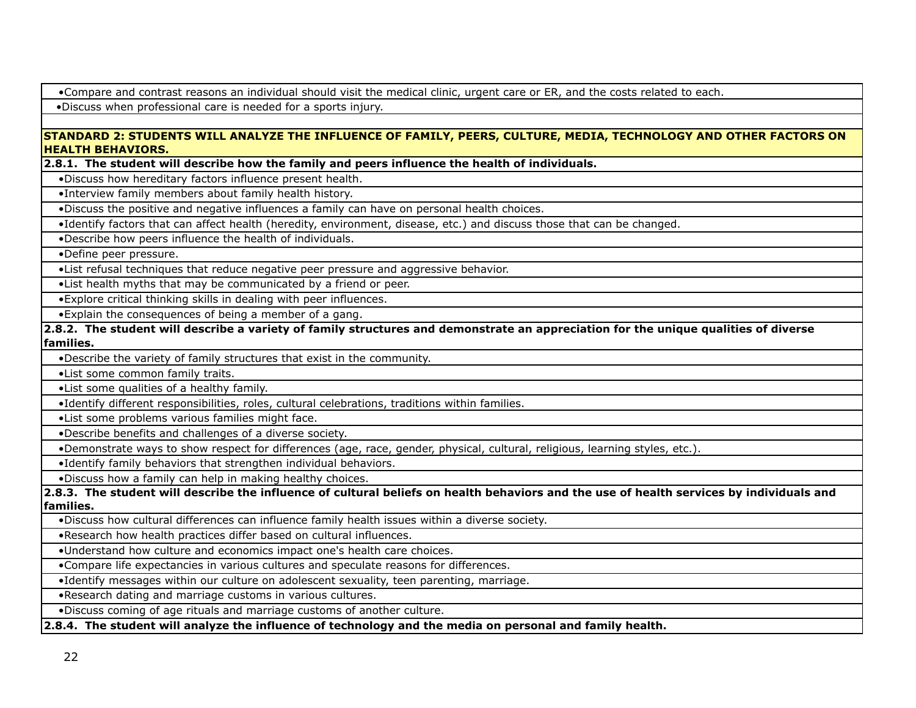- Compare and contrast reasons an individual should visit the medical clinic, urgent care or ER, and the costs related to each.
- Discuss when professional care is needed for a sports injury.

**STANDARD 2: STUDENTS WILL ANALYZE THE INFLUENCE OF FAMILY, PEERS, CULTURE, MEDIA, TECHNOLOGY AND OTHER FACTORS ON HEALTH BEHAVIORS.**

**2.8.1. The student will describe how the family and peers influence the health of individuals.**

- Discuss how hereditary factors influence present health.
- Interview family members about family health history.
- Discuss the positive and negative influences a family can have on personal health choices.
- Identify factors that can affect health (heredity, environment, disease, etc.) and discuss those that can be changed.
- Describe how peers influence the health of individuals.
- Define peer pressure.
- List refusal techniques that reduce negative peer pressure and aggressive behavior.
- List health myths that may be communicated by a friend or peer.
- Explore critical thinking skills in dealing with peer influences.
- Explain the consequences of being a member of a gang.

**2.8.2. The student will describe a variety of family structures and demonstrate an appreciation for the unique qualities of diverse families.**

- Describe the variety of family structures that exist in the community.
- List some common family traits.
- List some qualities of a healthy family.
- Identify different responsibilities, roles, cultural celebrations, traditions within families.
- List some problems various families might face.
- Describe benefits and challenges of a diverse society.
- Demonstrate ways to show respect for differences (age, race, gender, physical, cultural, religious, learning styles, etc.).
- Identify family behaviors that strengthen individual behaviors.
- Discuss how a family can help in making healthy choices.

**2.8.3. The student will describe the influence of cultural beliefs on health behaviors and the use of health services by individuals and families.**

- Discuss how cultural differences can influence family health issues within a diverse society.
- Research how health practices differ based on cultural influences.
- Understand how culture and economics impact one's health care choices.
- Compare life expectancies in various cultures and speculate reasons for differences.
- Identify messages within our culture on adolescent sexuality, teen parenting, marriage.
- Research dating and marriage customs in various cultures.
- Discuss coming of age rituals and marriage customs of another culture.

**2.8.4. The student will analyze the influence of technology and the media on personal and family health.**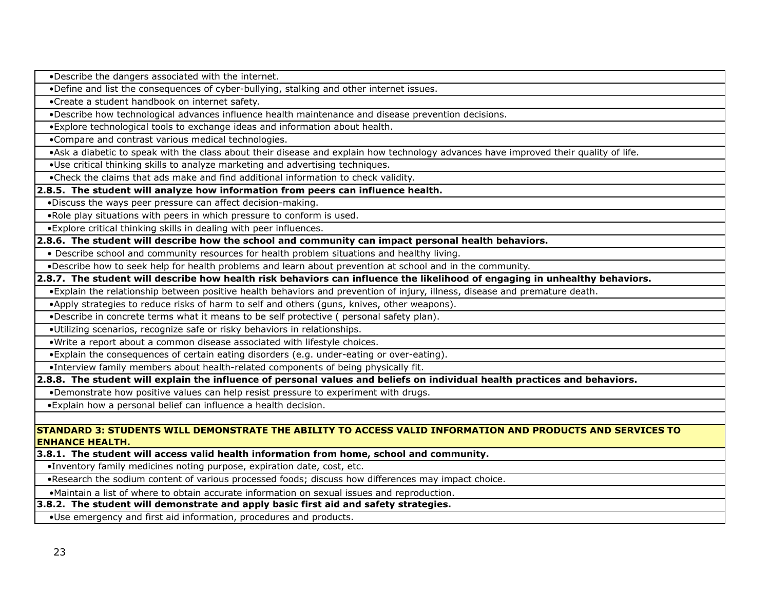- Describe the dangers associated with the internet.
- Define and list the consequences of cyber-bullying, stalking and other internet issues.
- Create a student handbook on internet safety.
- Describe how technological advances influence health maintenance and disease prevention decisions.
- Explore technological tools to exchange ideas and information about health.
- Compare and contrast various medical technologies.
- Ask a diabetic to speak with the class about their disease and explain how technology advances have improved their quality of life.
- Use critical thinking skills to analyze marketing and advertising techniques.
- Check the claims that ads make and find additional information to check validity.

**2.8.5. The student will analyze how information from peers can influence health.**

- Discuss the ways peer pressure can affect decision-making.
- Role play situations with peers in which pressure to conform is used.
- Explore critical thinking skills in dealing with peer influences.

**2.8.6. The student will describe how the school and community can impact personal health behaviors.**

- Describe school and community resources for health problem situations and healthy living.
- Describe how to seek help for health problems and learn about prevention at school and in the community.

**2.8.7. The student will describe how health risk behaviors can influence the likelihood of engaging in unhealthy behaviors.**

- Explain the relationship between positive health behaviors and prevention of injury, illness, disease and premature death.
- Apply strategies to reduce risks of harm to self and others (guns, knives, other weapons).
- Describe in concrete terms what it means to be self protective ( personal safety plan).
- Utilizing scenarios, recognize safe or risky behaviors in relationships.
- Write a report about a common disease associated with lifestyle choices.
- Explain the consequences of certain eating disorders (e.g. under-eating or over-eating).
- Interview family members about health-related components of being physically fit.

**2.8.8. The student will explain the influence of personal values and beliefs on individual health practices and behaviors.**

- Demonstrate how positive values can help resist pressure to experiment with drugs.
- Explain how a personal belief can influence a health decision.

## STANDARD 3: STUDENTS WILL DEMONSTRATE THE ABILITY TO ACCESS VALID INFORMATION AND PRODUCTS AND SERVICES TO ENHANCE HEALTH.

**3.8.1. The student will access valid health information from home, school and community.**

- Inventory family medicines noting purpose, expiration date, cost, etc.
- Research the sodium content of various processed foods; discuss how differences may impact choice.
- Maintain a list of where to obtain accurate information on sexual issues and reproduction.

**3.8.2. The student will demonstrate and apply basic first aid and safety strategies.**

- Use emergency and first aid information, procedures and products.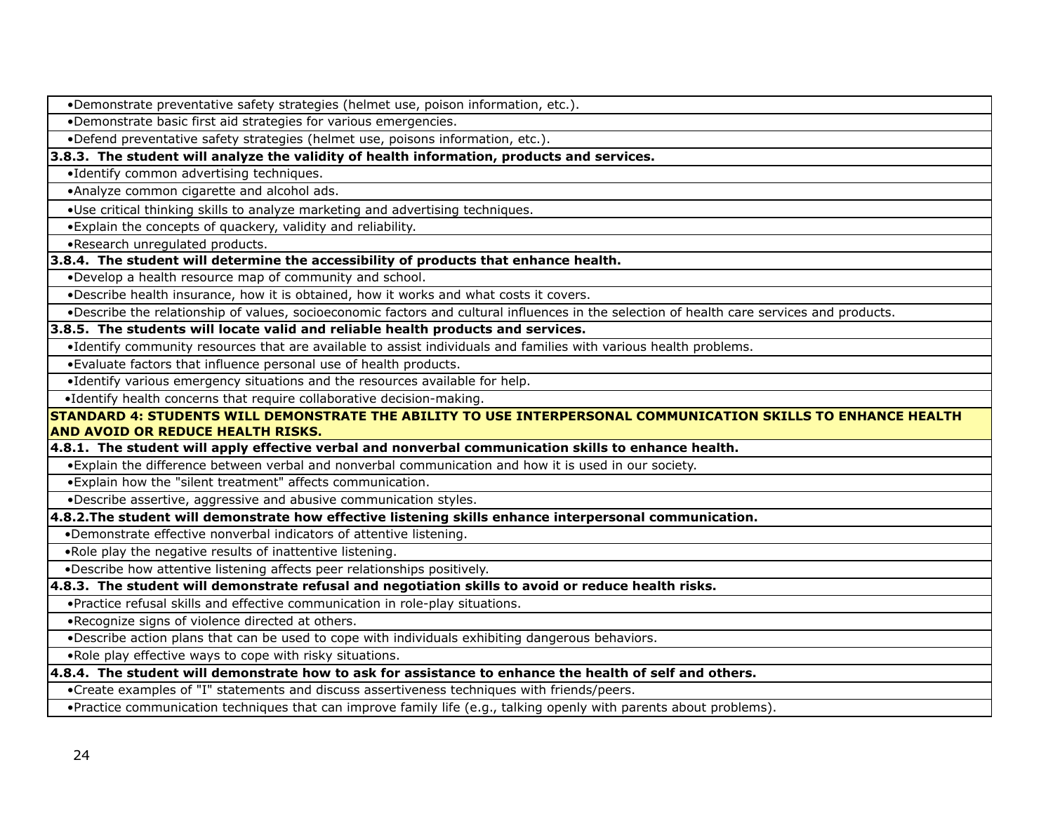| •Demonstrate preventative safety strategies (helmet use, poison information, etc.). |
|---|
| •Demonstrate basic first aid strategies for various emergencies. |
| •Defend preventative safety strategies (helmet use, poisons information, etc.). |
| **3.8.3. The student will analyze the validity of health information, products and services.** |
| •Identify common advertising techniques. |
| •Analyze common cigarette and alcohol ads. |
| •Use critical thinking skills to analyze marketing and advertising techniques. |
| •Explain the concepts of quackery, validity and reliability. |
| •Research unregulated products. |
| **3.8.4. The student will determine the accessibility of products that enhance health.** |
| •Develop a health resource map of community and school. |
| •Describe health insurance, how it is obtained, how it works and what costs it covers. |
| •Describe the relationship of values, socioeconomic factors and cultural influences in the selection of health care services and products. |
| **3.8.5. The students will locate valid and reliable health products and services.** |
| •Identify community resources that are available to assist individuals and families with various health problems. |
| •Evaluate factors that influence personal use of health products. |
| •Identify various emergency situations and the resources available for help. |
| •Identify health concerns that require collaborative decision-making. |
| **STANDARD 4: STUDENTS WILL DEMONSTRATE THE ABILITY TO USE INTERPERSONAL COMMUNICATION SKILLS TO ENHANCE HEALTH AND AVOID OR REDUCE HEALTH RISKS.** |
| **4.8.1. The student will apply effective verbal and nonverbal communication skills to enhance health.** |
| •Explain the difference between verbal and nonverbal communication and how it is used in our society. |
| •Explain how the "silent treatment" affects communication. |
| •Describe assertive, aggressive and abusive communication styles. |
| **4.8.2.The student will demonstrate how effective listening skills enhance interpersonal communication.** |
| •Demonstrate effective nonverbal indicators of attentive listening. |
| •Role play the negative results of inattentive listening. |
| •Describe how attentive listening affects peer relationships positively. |
| **4.8.3. The student will demonstrate refusal and negotiation skills to avoid or reduce health risks.** |
| •Practice refusal skills and effective communication in role-play situations. |
| •Recognize signs of violence directed at others. |
| •Describe action plans that can be used to cope with individuals exhibiting dangerous behaviors. |
| •Role play effective ways to cope with risky situations. |
| **4.8.4. The student will demonstrate how to ask for assistance to enhance the health of self and others.** |
| •Create examples of "I" statements and discuss assertiveness techniques with friends/peers. |
| •Practice communication techniques that can improve family life (e.g., talking openly with parents about problems). |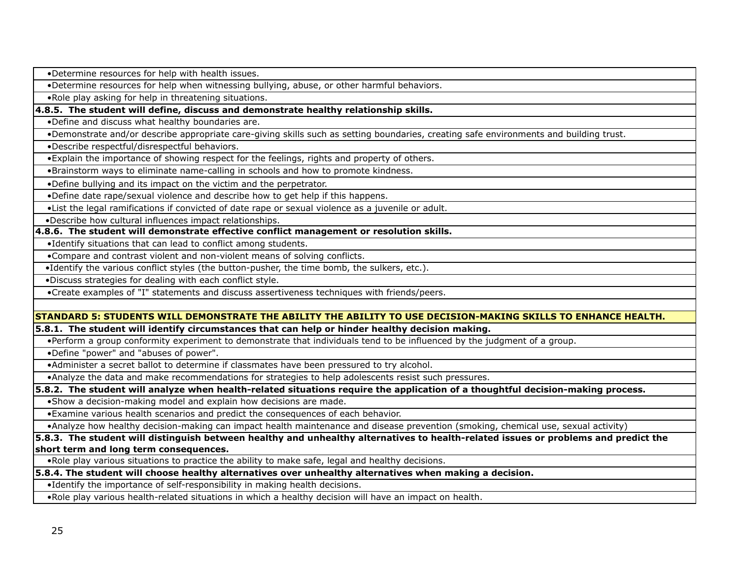| |
|---|
| •Determine resources for help with health issues. |
| •Determine resources for help when witnessing bullying, abuse, or other harmful behaviors. |
| •Role play asking for help in threatening situations. |
| **4.8.5. The student will define, discuss and demonstrate healthy relationship skills.** |
| •Define and discuss what healthy boundaries are. |
| •Demonstrate and/or describe appropriate care-giving skills such as setting boundaries, creating safe environments and building trust. |
| •Describe respectful/disrespectful behaviors. |
| •Explain the importance of showing respect for the feelings, rights and property of others. |
| •Brainstorm ways to eliminate name-calling in schools and how to promote kindness. |
| •Define bullying and its impact on the victim and the perpetrator. |
| •Define date rape/sexual violence and describe how to get help if this happens. |
| •List the legal ramifications if convicted of date rape or sexual violence as a juvenile or adult. |
| •Describe how cultural influences impact relationships. |
| **4.8.6. The student will demonstrate effective conflict management or resolution skills.** |
| •Identify situations that can lead to conflict among students. |
| •Compare and contrast violent and non-violent means of solving conflicts. |
| •Identify the various conflict styles (the button-pusher, the time bomb, the sulkers, etc.). |
| •Discuss strategies for dealing with each conflict style. |
| •Create examples of "I" statements and discuss assertiveness techniques with friends/peers. |
| |
| **STANDARD 5: STUDENTS WILL DEMONSTRATE THE ABILITY THE ABILITY TO USE DECISION-MAKING SKILLS TO ENHANCE HEALTH.** |
| **5.8.1. The student will identify circumstances that can help or hinder healthy decision making.** |
| •Perform a group conformity experiment to demonstrate that individuals tend to be influenced by the judgment of a group. |
| •Define "power" and "abuses of power". |
| •Administer a secret ballot to determine if classmates have been pressured to try alcohol. |
| •Analyze the data and make recommendations for strategies to help adolescents resist such pressures. |
| **5.8.2. The student will analyze when health-related situations require the application of a thoughtful decision-making process.** |
| •Show a decision-making model and explain how decisions are made. |
| •Examine various health scenarios and predict the consequences of each behavior. |
| •Analyze how healthy decision-making can impact health maintenance and disease prevention (smoking, chemical use, sexual activity) |
| **5.8.3. The student will distinguish between healthy and unhealthy alternatives to health-related issues or problems and predict the short term and long term consequences.** |
| •Role play various situations to practice the ability to make safe, legal and healthy decisions. |
| **5.8.4. The student will choose healthy alternatives over unhealthy alternatives when making a decision.** |
| •Identify the importance of self-responsibility in making health decisions. |
| •Role play various health-related situations in which a healthy decision will have an impact on health. |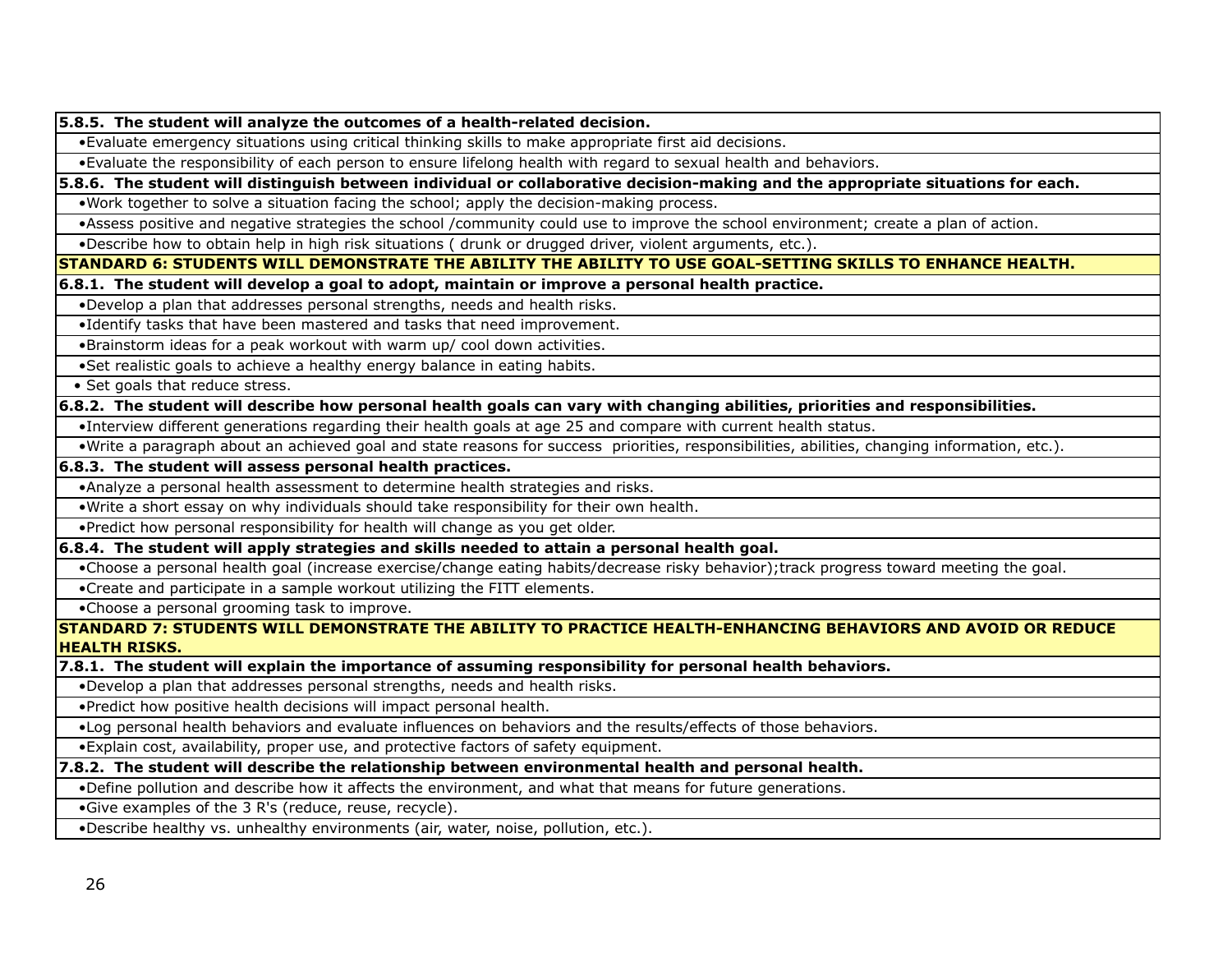| **5.8.5. The student will analyze the outcomes of a health-related decision.** |
|---|
| •Evaluate emergency situations using critical thinking skills to make appropriate first aid decisions. |
| •Evaluate the responsibility of each person to ensure lifelong health with regard to sexual health and behaviors. |
| **5.8.6. The student will distinguish between individual or collaborative decision-making and the appropriate situations for each.** |
| •Work together to solve a situation facing the school; apply the decision-making process. |
| •Assess positive and negative strategies the school /community could use to improve the school environment; create a plan of action. |
| •Describe how to obtain help in high risk situations ( drunk or drugged driver, violent arguments, etc.). |
| **STANDARD 6: STUDENTS WILL DEMONSTRATE THE ABILITY THE ABILITY TO USE GOAL-SETTING SKILLS TO ENHANCE HEALTH.** |
| **6.8.1. The student will develop a goal to adopt, maintain or improve a personal health practice.** |
| •Develop a plan that addresses personal strengths, needs and health risks. |
| •Identify tasks that have been mastered and tasks that need improvement. |
| •Brainstorm ideas for a peak workout with warm up/ cool down activities. |
| •Set realistic goals to achieve a healthy energy balance in eating habits. |
| • Set goals that reduce stress. |
| **6.8.2. The student will describe how personal health goals can vary with changing abilities, priorities and responsibilities.** |
| •Interview different generations regarding their health goals at age 25 and compare with current health status. |
| •Write a paragraph about an achieved goal and state reasons for success priorities, responsibilities, abilities, changing information, etc.). |
| **6.8.3. The student will assess personal health practices.** |
| •Analyze a personal health assessment to determine health strategies and risks. |
| •Write a short essay on why individuals should take responsibility for their own health. |
| •Predict how personal responsibility for health will change as you get older. |
| **6.8.4. The student will apply strategies and skills needed to attain a personal health goal.** |
| •Choose a personal health goal (increase exercise/change eating habits/decrease risky behavior);track progress toward meeting the goal. |
| •Create and participate in a sample workout utilizing the FITT elements. |
| •Choose a personal grooming task to improve. |
| **STANDARD 7: STUDENTS WILL DEMONSTRATE THE ABILITY TO PRACTICE HEALTH-ENHANCING BEHAVIORS AND AVOID OR REDUCE HEALTH RISKS.** |
| **7.8.1. The student will explain the importance of assuming responsibility for personal health behaviors.** |
| •Develop a plan that addresses personal strengths, needs and health risks. |
| •Predict how positive health decisions will impact personal health. |
| •Log personal health behaviors and evaluate influences on behaviors and the results/effects of those behaviors. |
| •Explain cost, availability, proper use, and protective factors of safety equipment. |
| **7.8.2. The student will describe the relationship between environmental health and personal health.** |
| •Define pollution and describe how it affects the environment, and what that means for future generations. |
| •Give examples of the 3 R's (reduce, reuse, recycle). |
| •Describe healthy vs. unhealthy environments (air, water, noise, pollution, etc.). |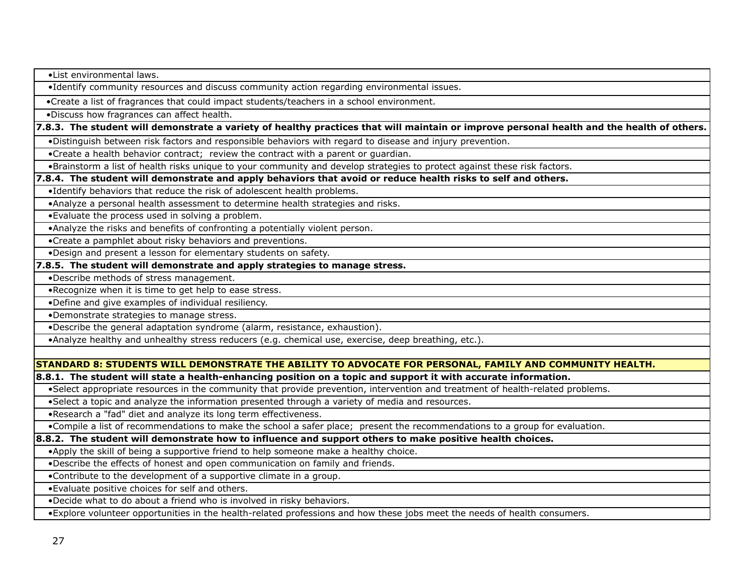- List environmental laws.
- Identify community resources and discuss community action regarding environmental issues.
- Create a list of fragrances that could impact students/teachers in a school environment.
- Discuss how fragrances can affect health.

**7.8.3. The student will demonstrate a variety of healthy practices that will maintain or improve personal health and the health of others.**

- Distinguish between risk factors and responsible behaviors with regard to disease and injury prevention.
- Create a health behavior contract; review the contract with a parent or guardian.
- Brainstorm a list of health risks unique to your community and develop strategies to protect against these risk factors.

**7.8.4. The student will demonstrate and apply behaviors that avoid or reduce health risks to self and others.**

- Identify behaviors that reduce the risk of adolescent health problems.
- Analyze a personal health assessment to determine health strategies and risks.
- Evaluate the process used in solving a problem.
- Analyze the risks and benefits of confronting a potentially violent person.
- Create a pamphlet about risky behaviors and preventions.
- Design and present a lesson for elementary students on safety.

**7.8.5. The student will demonstrate and apply strategies to manage stress.**

- Describe methods of stress management.
- Recognize when it is time to get help to ease stress.
- Define and give examples of individual resiliency.
- Demonstrate strategies to manage stress.
- Describe the general adaptation syndrome (alarm, resistance, exhaustion).
- Analyze healthy and unhealthy stress reducers (e.g. chemical use, exercise, deep breathing, etc.).

## STANDARD 8: STUDENTS WILL DEMONSTRATE THE ABILITY TO ADVOCATE FOR PERSONAL, FAMILY AND COMMUNITY HEALTH.

**8.8.1. The student will state a health-enhancing position on a topic and support it with accurate information.**

- Select appropriate resources in the community that provide prevention, intervention and treatment of health-related problems.
- Select a topic and analyze the information presented through a variety of media and resources.
- Research a "fad" diet and analyze its long term effectiveness.
- Compile a list of recommendations to make the school a safer place; present the recommendations to a group for evaluation.

**8.8.2. The student will demonstrate how to influence and support others to make positive health choices.**

- Apply the skill of being a supportive friend to help someone make a healthy choice.
- Describe the effects of honest and open communication on family and friends.
- Contribute to the development of a supportive climate in a group.
- Evaluate positive choices for self and others.
- Decide what to do about a friend who is involved in risky behaviors.
- Explore volunteer opportunities in the health-related professions and how these jobs meet the needs of health consumers.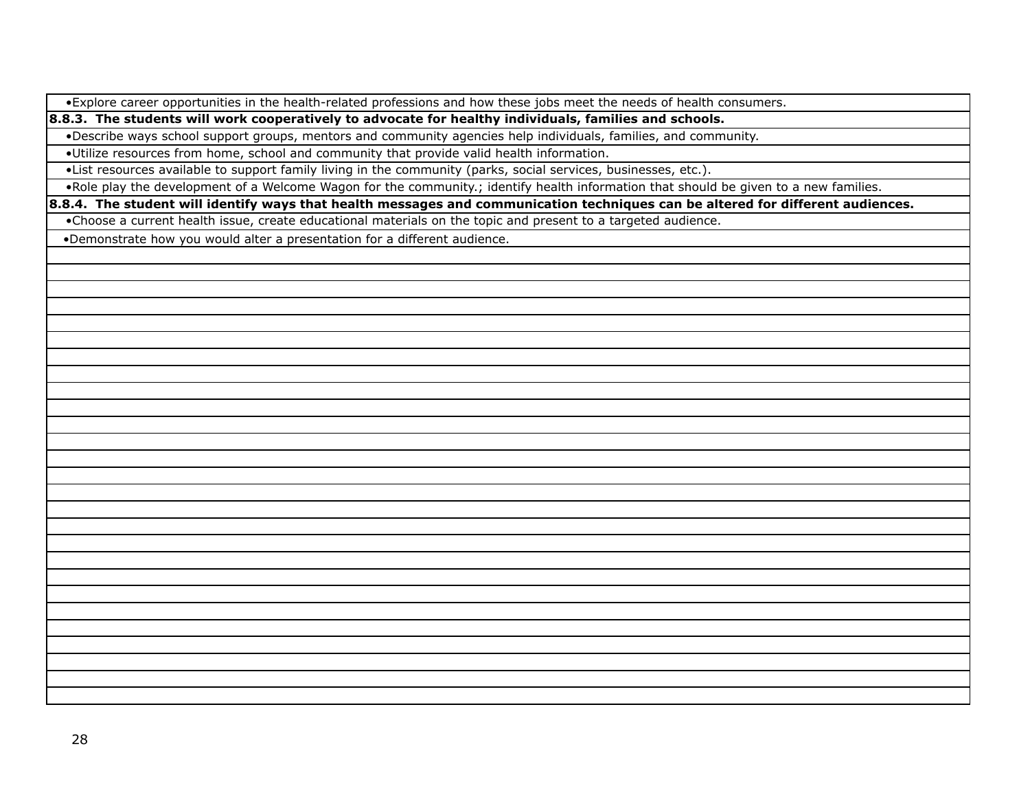•Explore career opportunities in the health-related professions and how these jobs meet the needs of health consumers.

**8.8.3. The students will work cooperatively to advocate for healthy individuals, families and schools.**

•Describe ways school support groups, mentors and community agencies help individuals, families, and community.

•Utilize resources from home, school and community that provide valid health information.

•List resources available to support family living in the community (parks, social services, businesses, etc.).

•Role play the development of a Welcome Wagon for the community.; identify health information that should be given to a new families.

**8.8.4. The student will identify ways that health messages and communication techniques can be altered for different audiences.**

•Choose a current health issue, create educational materials on the topic and present to a targeted audience.

•Demonstrate how you would alter a presentation for a different audience.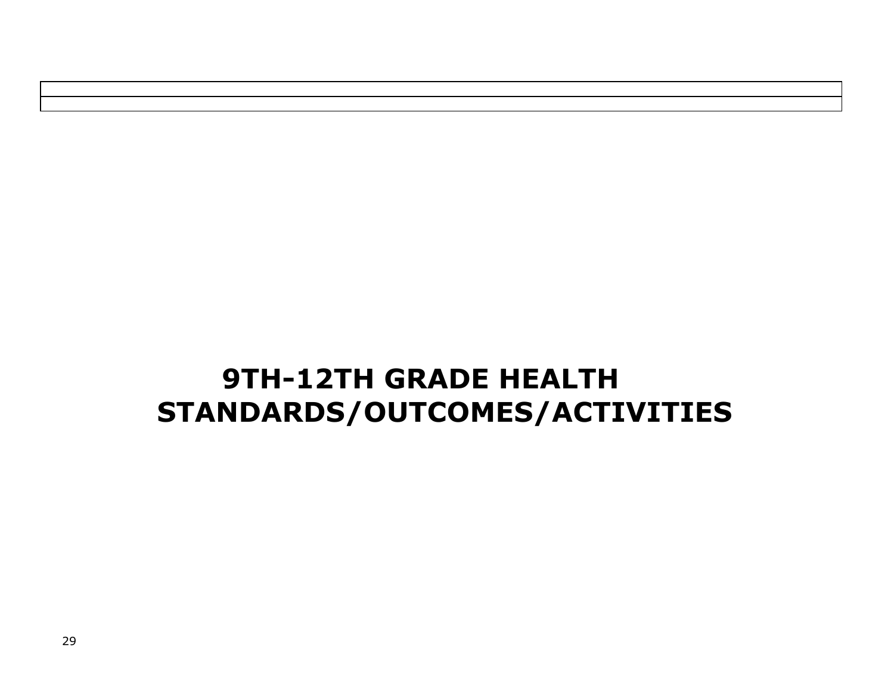# 9TH-12TH GRADE HEALTH STANDARDS/OUTCOMES/ACTIVITIES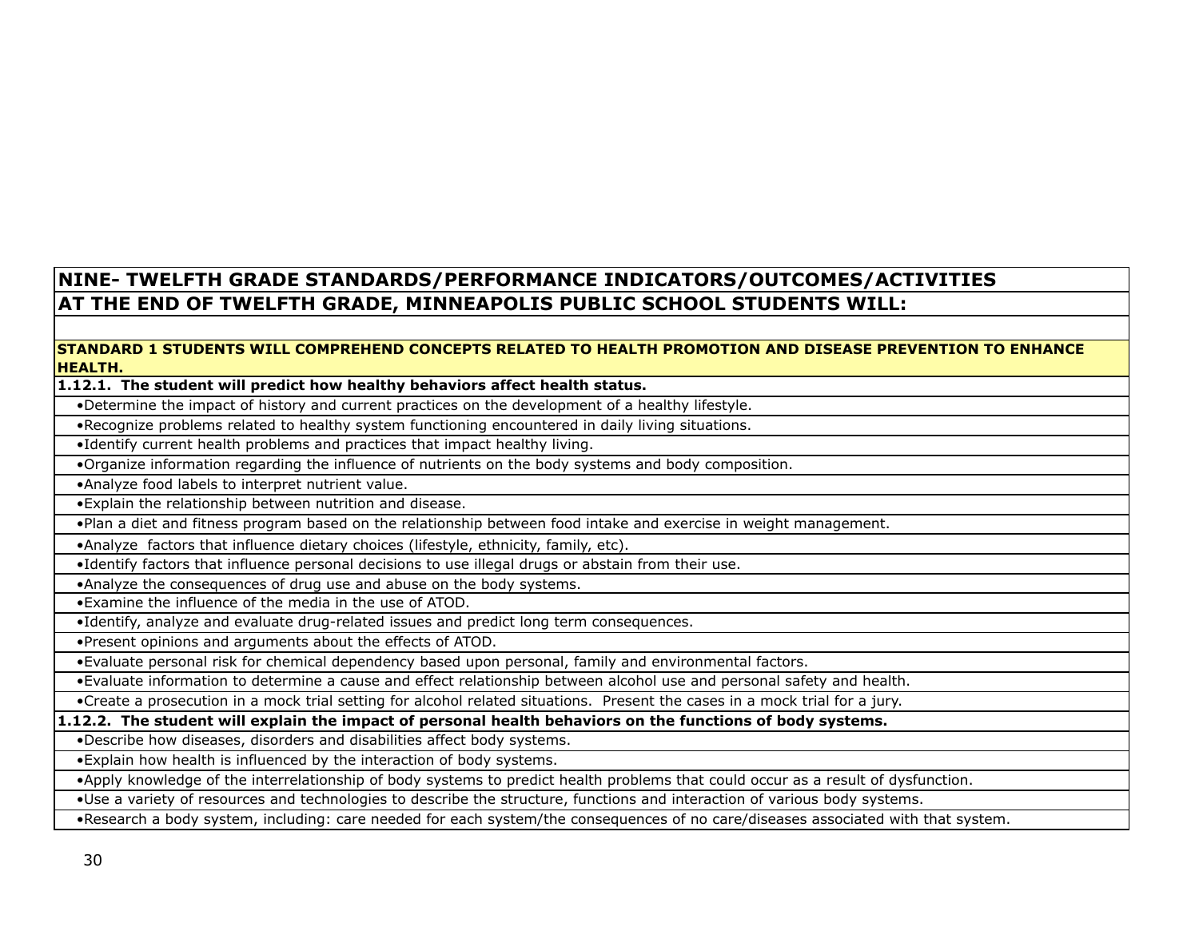# NINE- TWELFTH GRADE STANDARDS/PERFORMANCE INDICATORS/OUTCOMES/ACTIVITIES

## AT THE END OF TWELFTH GRADE, MINNEAPOLIS PUBLIC SCHOOL STUDENTS WILL:

**STANDARD 1 STUDENTS WILL COMPREHEND CONCEPTS RELATED TO HEALTH PROMOTION AND DISEASE PREVENTION TO ENHANCE HEALTH.**

**1.12.1. The student will predict how healthy behaviors affect health status.**

- Determine the impact of history and current practices on the development of a healthy lifestyle.
- Recognize problems related to healthy system functioning encountered in daily living situations.
- Identify current health problems and practices that impact healthy living.
- Organize information regarding the influence of nutrients on the body systems and body composition.
- Analyze food labels to interpret nutrient value.
- Explain the relationship between nutrition and disease.
- Plan a diet and fitness program based on the relationship between food intake and exercise in weight management.
- Analyze factors that influence dietary choices (lifestyle, ethnicity, family, etc).
- Identify factors that influence personal decisions to use illegal drugs or abstain from their use.
- Analyze the consequences of drug use and abuse on the body systems.
- Examine the influence of the media in the use of ATOD.
- Identify, analyze and evaluate drug-related issues and predict long term consequences.
- Present opinions and arguments about the effects of ATOD.
- Evaluate personal risk for chemical dependency based upon personal, family and environmental factors.
- Evaluate information to determine a cause and effect relationship between alcohol use and personal safety and health.
- Create a prosecution in a mock trial setting for alcohol related situations. Present the cases in a mock trial for a jury.

**1.12.2. The student will explain the impact of personal health behaviors on the functions of body systems.**

- Describe how diseases, disorders and disabilities affect body systems.
- Explain how health is influenced by the interaction of body systems.
- Apply knowledge of the interrelationship of body systems to predict health problems that could occur as a result of dysfunction.
- Use a variety of resources and technologies to describe the structure, functions and interaction of various body systems.
- Research a body system, including: care needed for each system/the consequences of no care/diseases associated with that system.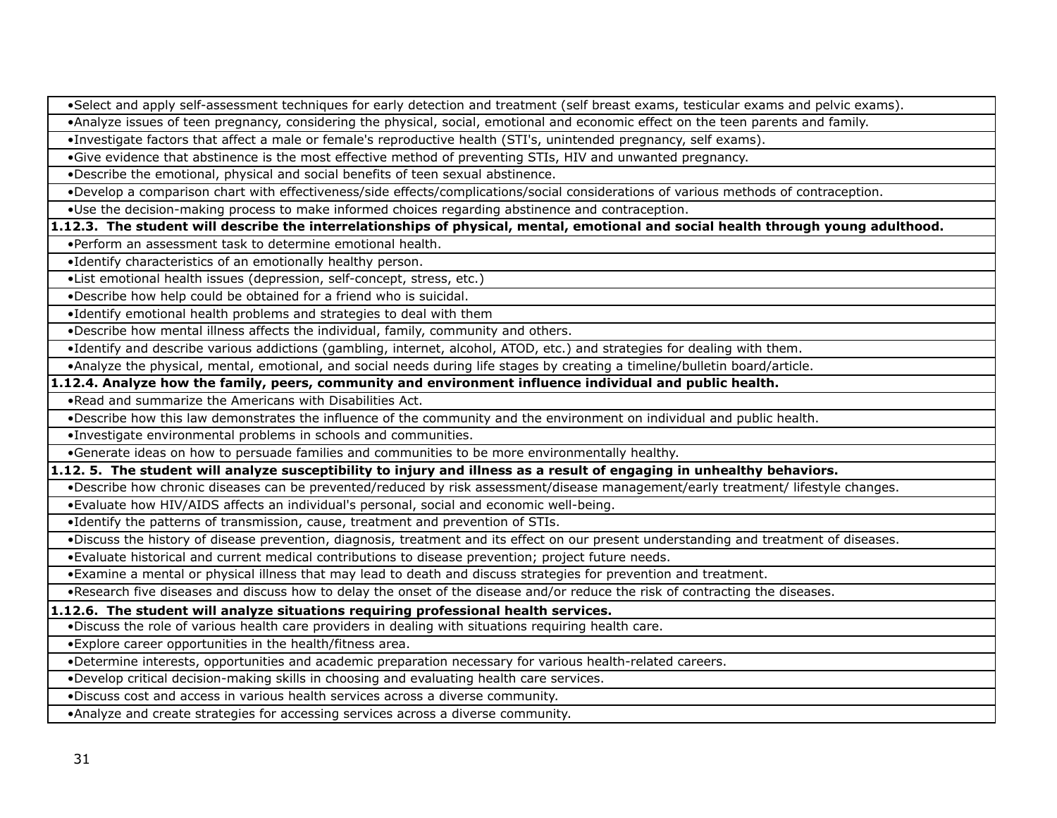| |
|---|
| •Select and apply self-assessment techniques for early detection and treatment (self breast exams, testicular exams and pelvic exams). |
| •Analyze issues of teen pregnancy, considering the physical, social, emotional and economic effect on the teen parents and family. |
| •Investigate factors that affect a male or female's reproductive health (STI's, unintended pregnancy, self exams). |
| •Give evidence that abstinence is the most effective method of preventing STIs, HIV and unwanted pregnancy. |
| •Describe the emotional, physical and social benefits of teen sexual abstinence. |
| •Develop a comparison chart with effectiveness/side effects/complications/social considerations of various methods of contraception. |
| •Use the decision-making process to make informed choices regarding abstinence and contraception. |
| **1.12.3. The student will describe the interrelationships of physical, mental, emotional and social health through young adulthood.** |
| •Perform an assessment task to determine emotional health. |
| •Identify characteristics of an emotionally healthy person. |
| •List emotional health issues (depression, self-concept, stress, etc.) |
| •Describe how help could be obtained for a friend who is suicidal. |
| •Identify emotional health problems and strategies to deal with them |
| •Describe how mental illness affects the individual, family, community and others. |
| •Identify and describe various addictions (gambling, internet, alcohol, ATOD, etc.) and strategies for dealing with them. |
| •Analyze the physical, mental, emotional, and social needs during life stages by creating a timeline/bulletin board/article. |
| **1.12.4. Analyze how the family, peers, community and environment influence individual and public health.** |
| •Read and summarize the Americans with Disabilities Act. |
| •Describe how this law demonstrates the influence of the community and the environment on individual and public health. |
| •Investigate environmental problems in schools and communities. |
| •Generate ideas on how to persuade families and communities to be more environmentally healthy. |
| **1.12. 5. The student will analyze susceptibility to injury and illness as a result of engaging in unhealthy behaviors.** |
| •Describe how chronic diseases can be prevented/reduced by risk assessment/disease management/early treatment/ lifestyle changes. |
| •Evaluate how HIV/AIDS affects an individual's personal, social and economic well-being. |
| •Identify the patterns of transmission, cause, treatment and prevention of STIs. |
| •Discuss the history of disease prevention, diagnosis, treatment and its effect on our present understanding and treatment of diseases. |
| •Evaluate historical and current medical contributions to disease prevention; project future needs. |
| •Examine a mental or physical illness that may lead to death and discuss strategies for prevention and treatment. |
| •Research five diseases and discuss how to delay the onset of the disease and/or reduce the risk of contracting the diseases. |
| **1.12.6. The student will analyze situations requiring professional health services.** |
| •Discuss the role of various health care providers in dealing with situations requiring health care. |
| •Explore career opportunities in the health/fitness area. |
| •Determine interests, opportunities and academic preparation necessary for various health-related careers. |
| •Develop critical decision-making skills in choosing and evaluating health care services. |
| •Discuss cost and access in various health services across a diverse community. |
| •Analyze and create strategies for accessing services across a diverse community. |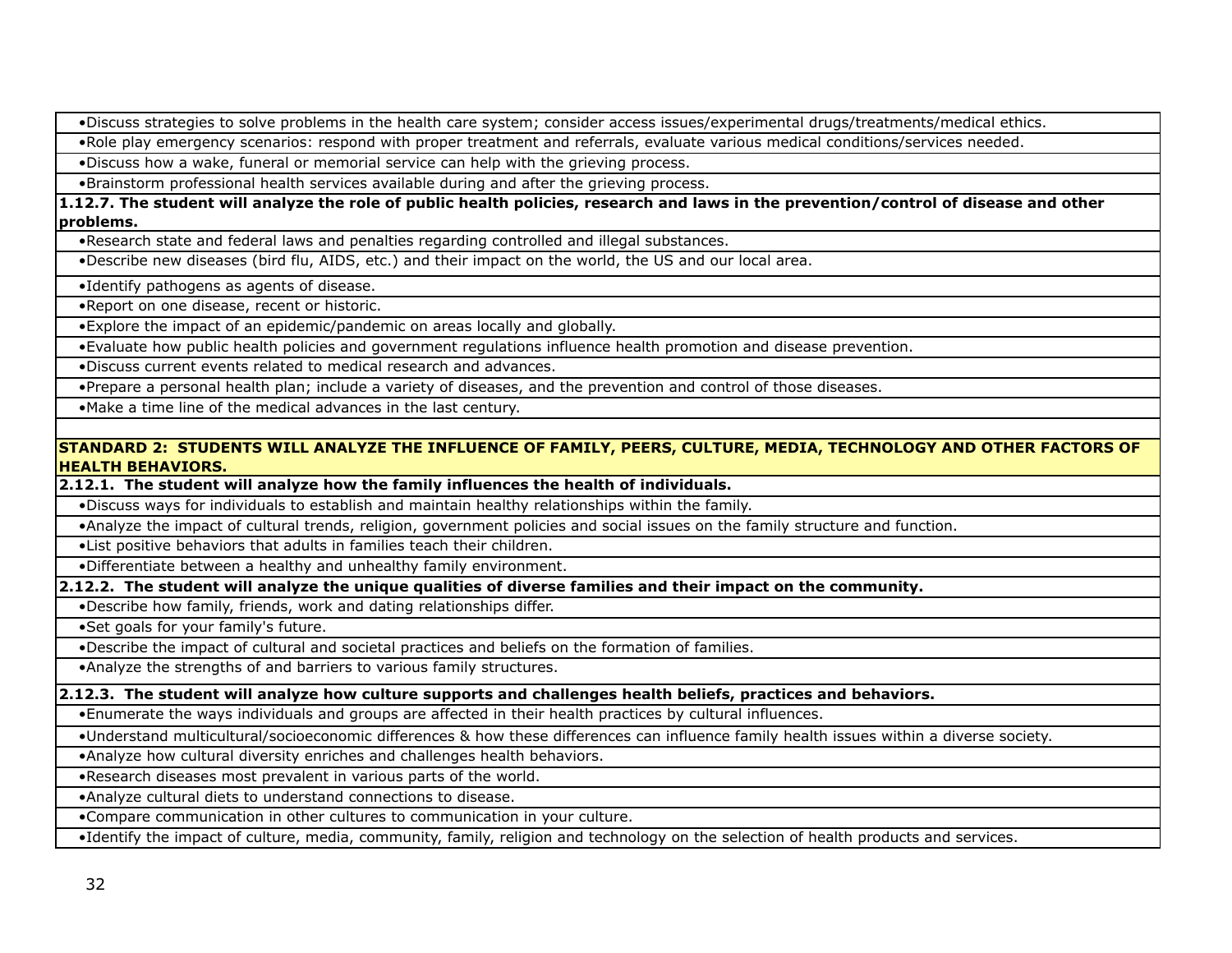- Discuss strategies to solve problems in the health care system; consider access issues/experimental drugs/treatments/medical ethics.
- Role play emergency scenarios: respond with proper treatment and referrals, evaluate various medical conditions/services needed.
- Discuss how a wake, funeral or memorial service can help with the grieving process.
- Brainstorm professional health services available during and after the grieving process.

**1.12.7. The student will analyze the role of public health policies, research and laws in the prevention/control of disease and other problems.**

- Research state and federal laws and penalties regarding controlled and illegal substances.
- Describe new diseases (bird flu, AIDS, etc.) and their impact on the world, the US and our local area.
- Identify pathogens as agents of disease.
- Report on one disease, recent or historic.
- Explore the impact of an epidemic/pandemic on areas locally and globally.
- Evaluate how public health policies and government regulations influence health promotion and disease prevention.
- Discuss current events related to medical research and advances.
- Prepare a personal health plan; include a variety of diseases, and the prevention and control of those diseases.
- Make a time line of the medical advances in the last century.

## STANDARD 2: STUDENTS WILL ANALYZE THE INFLUENCE OF FAMILY, PEERS, CULTURE, MEDIA, TECHNOLOGY AND OTHER FACTORS OF HEALTH BEHAVIORS.

**2.12.1. The student will analyze how the family influences the health of individuals.**

- Discuss ways for individuals to establish and maintain healthy relationships within the family.
- Analyze the impact of cultural trends, religion, government policies and social issues on the family structure and function.
- List positive behaviors that adults in families teach their children.
- Differentiate between a healthy and unhealthy family environment.

**2.12.2. The student will analyze the unique qualities of diverse families and their impact on the community.**

- Describe how family, friends, work and dating relationships differ.
- Set goals for your family's future.
- Describe the impact of cultural and societal practices and beliefs on the formation of families.
- Analyze the strengths of and barriers to various family structures.

**2.12.3. The student will analyze how culture supports and challenges health beliefs, practices and behaviors.**

- Enumerate the ways individuals and groups are affected in their health practices by cultural influences.
- Understand multicultural/socioeconomic differences & how these differences can influence family health issues within a diverse society.
- Analyze how cultural diversity enriches and challenges health behaviors.
- Research diseases most prevalent in various parts of the world.
- Analyze cultural diets to understand connections to disease.
- Compare communication in other cultures to communication in your culture.
- Identify the impact of culture, media, community, family, religion and technology on the selection of health products and services.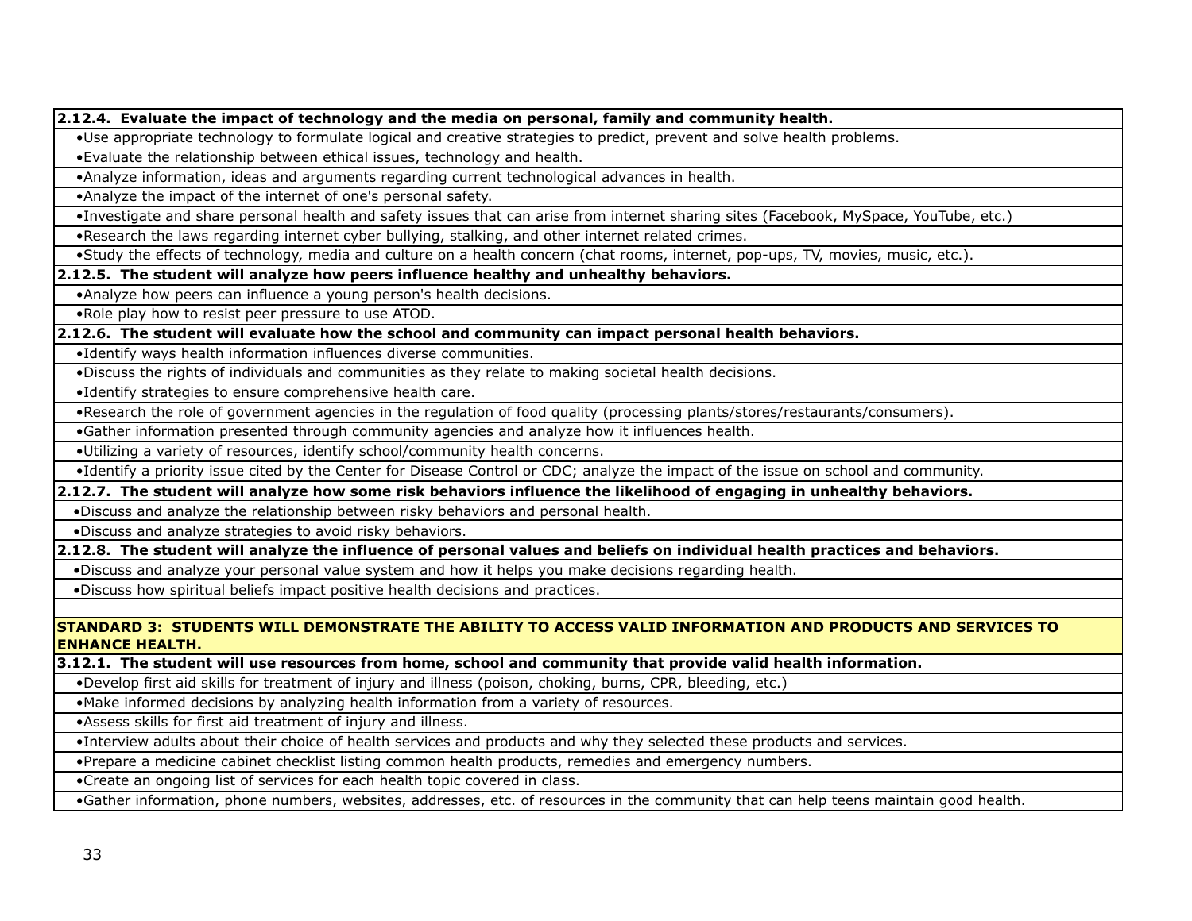**2.12.4. Evaluate the impact of technology and the media on personal, family and community health.**

- Use appropriate technology to formulate logical and creative strategies to predict, prevent and solve health problems.
- Evaluate the relationship between ethical issues, technology and health.
- Analyze information, ideas and arguments regarding current technological advances in health.
- Analyze the impact of the internet of one's personal safety.
- Investigate and share personal health and safety issues that can arise from internet sharing sites (Facebook, MySpace, YouTube, etc.)
- Research the laws regarding internet cyber bullying, stalking, and other internet related crimes.
- Study the effects of technology, media and culture on a health concern (chat rooms, internet, pop-ups, TV, movies, music, etc.).

**2.12.5. The student will analyze how peers influence healthy and unhealthy behaviors.**

- Analyze how peers can influence a young person's health decisions.
- Role play how to resist peer pressure to use ATOD.

**2.12.6. The student will evaluate how the school and community can impact personal health behaviors.**

- Identify ways health information influences diverse communities.
- Discuss the rights of individuals and communities as they relate to making societal health decisions.
- Identify strategies to ensure comprehensive health care.
- Research the role of government agencies in the regulation of food quality (processing plants/stores/restaurants/consumers).
- Gather information presented through community agencies and analyze how it influences health.
- Utilizing a variety of resources, identify school/community health concerns.
- Identify a priority issue cited by the Center for Disease Control or CDC; analyze the impact of the issue on school and community.

**2.12.7. The student will analyze how some risk behaviors influence the likelihood of engaging in unhealthy behaviors.**

- Discuss and analyze the relationship between risky behaviors and personal health.
- Discuss and analyze strategies to avoid risky behaviors.

**2.12.8. The student will analyze the influence of personal values and beliefs on individual health practices and behaviors.**

- Discuss and analyze your personal value system and how it helps you make decisions regarding health.
- Discuss how spiritual beliefs impact positive health decisions and practices.

## STANDARD 3: STUDENTS WILL DEMONSTRATE THE ABILITY TO ACCESS VALID INFORMATION AND PRODUCTS AND SERVICES TO ENHANCE HEALTH.

**3.12.1. The student will use resources from home, school and community that provide valid health information.**

- Develop first aid skills for treatment of injury and illness (poison, choking, burns, CPR, bleeding, etc.)
- Make informed decisions by analyzing health information from a variety of resources.
- Assess skills for first aid treatment of injury and illness.
- Interview adults about their choice of health services and products and why they selected these products and services.
- Prepare a medicine cabinet checklist listing common health products, remedies and emergency numbers.
- Create an ongoing list of services for each health topic covered in class.
- Gather information, phone numbers, websites, addresses, etc. of resources in the community that can help teens maintain good health.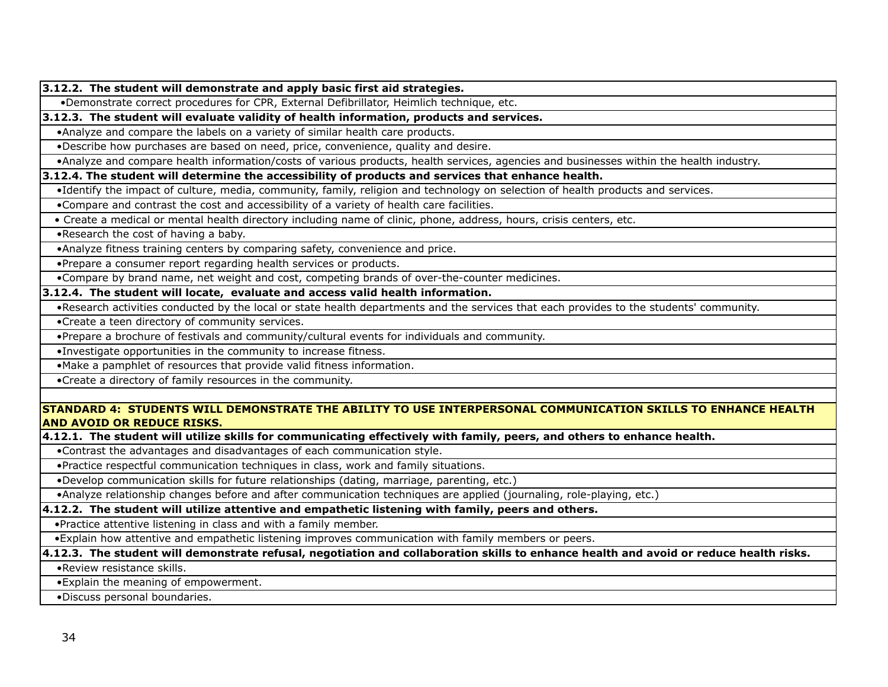| |
|---|
| **3.12.2. The student will demonstrate and apply basic first aid strategies.** |
| •Demonstrate correct procedures for CPR, External Defibrillator, Heimlich technique, etc. |
| **3.12.3. The student will evaluate validity of health information, products and services.** |
| •Analyze and compare the labels on a variety of similar health care products. |
| •Describe how purchases are based on need, price, convenience, quality and desire. |
| •Analyze and compare health information/costs of various products, health services, agencies and businesses within the health industry. |
| **3.12.4. The student will determine the accessibility of products and services that enhance health.** |
| •Identify the impact of culture, media, community, family, religion and technology on selection of health products and services. |
| •Compare and contrast the cost and accessibility of a variety of health care facilities. |
| • Create a medical or mental health directory including name of clinic, phone, address, hours, crisis centers, etc. |
| •Research the cost of having a baby. |
| •Analyze fitness training centers by comparing safety, convenience and price. |
| •Prepare a consumer report regarding health services or products. |
| •Compare by brand name, net weight and cost, competing brands of over-the-counter medicines. |
| **3.12.4. The student will locate, evaluate and access valid health information.** |
| •Research activities conducted by the local or state health departments and the services that each provides to the students' community. |
| •Create a teen directory of community services. |
| •Prepare a brochure of festivals and community/cultural events for individuals and community. |
| •Investigate opportunities in the community to increase fitness. |
| •Make a pamphlet of resources that provide valid fitness information. |
| •Create a directory of family resources in the community. |
| |
| **STANDARD 4: STUDENTS WILL DEMONSTRATE THE ABILITY TO USE INTERPERSONAL COMMUNICATION SKILLS TO ENHANCE HEALTH AND AVOID OR REDUCE RISKS.** |
| **4.12.1. The student will utilize skills for communicating effectively with family, peers, and others to enhance health.** |
| •Contrast the advantages and disadvantages of each communication style. |
| •Practice respectful communication techniques in class, work and family situations. |
| •Develop communication skills for future relationships (dating, marriage, parenting, etc.) |
| •Analyze relationship changes before and after communication techniques are applied (journaling, role-playing, etc.) |
| **4.12.2. The student will utilize attentive and empathetic listening with family, peers and others.** |
| •Practice attentive listening in class and with a family member. |
| •Explain how attentive and empathetic listening improves communication with family members or peers. |
| **4.12.3. The student will demonstrate refusal, negotiation and collaboration skills to enhance health and avoid or reduce health risks.** |
| •Review resistance skills. |
| •Explain the meaning of empowerment. |
| •Discuss personal boundaries. |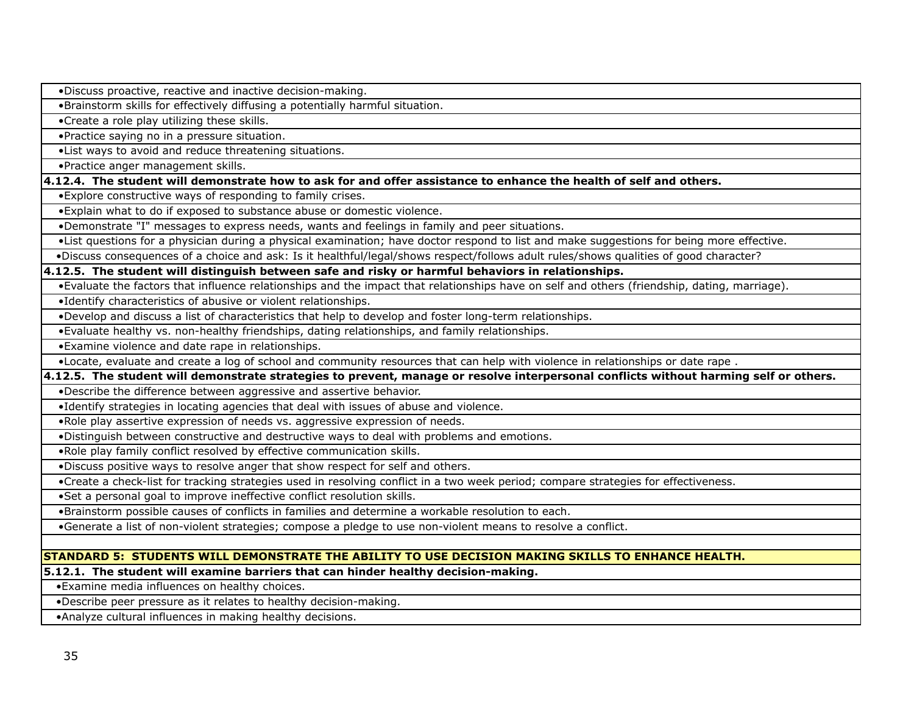- Discuss proactive, reactive and inactive decision-making.
- Brainstorm skills for effectively diffusing a potentially harmful situation.
- Create a role play utilizing these skills.
- Practice saying no in a pressure situation.
- List ways to avoid and reduce threatening situations.
- Practice anger management skills.

**4.12.4. The student will demonstrate how to ask for and offer assistance to enhance the health of self and others.**

- Explore constructive ways of responding to family crises.
- Explain what to do if exposed to substance abuse or domestic violence.
- Demonstrate "I" messages to express needs, wants and feelings in family and peer situations.
- List questions for a physician during a physical examination; have doctor respond to list and make suggestions for being more effective.
- Discuss consequences of a choice and ask: Is it healthful/legal/shows respect/follows adult rules/shows qualities of good character?

**4.12.5. The student will distinguish between safe and risky or harmful behaviors in relationships.**

- Evaluate the factors that influence relationships and the impact that relationships have on self and others (friendship, dating, marriage).
- Identify characteristics of abusive or violent relationships.
- Develop and discuss a list of characteristics that help to develop and foster long-term relationships.
- Evaluate healthy vs. non-healthy friendships, dating relationships, and family relationships.
- Examine violence and date rape in relationships.
- Locate, evaluate and create a log of school and community resources that can help with violence in relationships or date rape .

**4.12.5. The student will demonstrate strategies to prevent, manage or resolve interpersonal conflicts without harming self or others.**

- Describe the difference between aggressive and assertive behavior.
- Identify strategies in locating agencies that deal with issues of abuse and violence.
- Role play assertive expression of needs vs. aggressive expression of needs.
- Distinguish between constructive and destructive ways to deal with problems and emotions.
- Role play family conflict resolved by effective communication skills.
- Discuss positive ways to resolve anger that show respect for self and others.
- Create a check-list for tracking strategies used in resolving conflict in a two week period; compare strategies for effectiveness.
- Set a personal goal to improve ineffective conflict resolution skills.
- Brainstorm possible causes of conflicts in families and determine a workable resolution to each.
- Generate a list of non-violent strategies; compose a pledge to use non-violent means to resolve a conflict.

## STANDARD 5: STUDENTS WILL DEMONSTRATE THE ABILITY TO USE DECISION MAKING SKILLS TO ENHANCE HEALTH.

**5.12.1. The student will examine barriers that can hinder healthy decision-making.**

- Examine media influences on healthy choices.
- Describe peer pressure as it relates to healthy decision-making.
- Analyze cultural influences in making healthy decisions.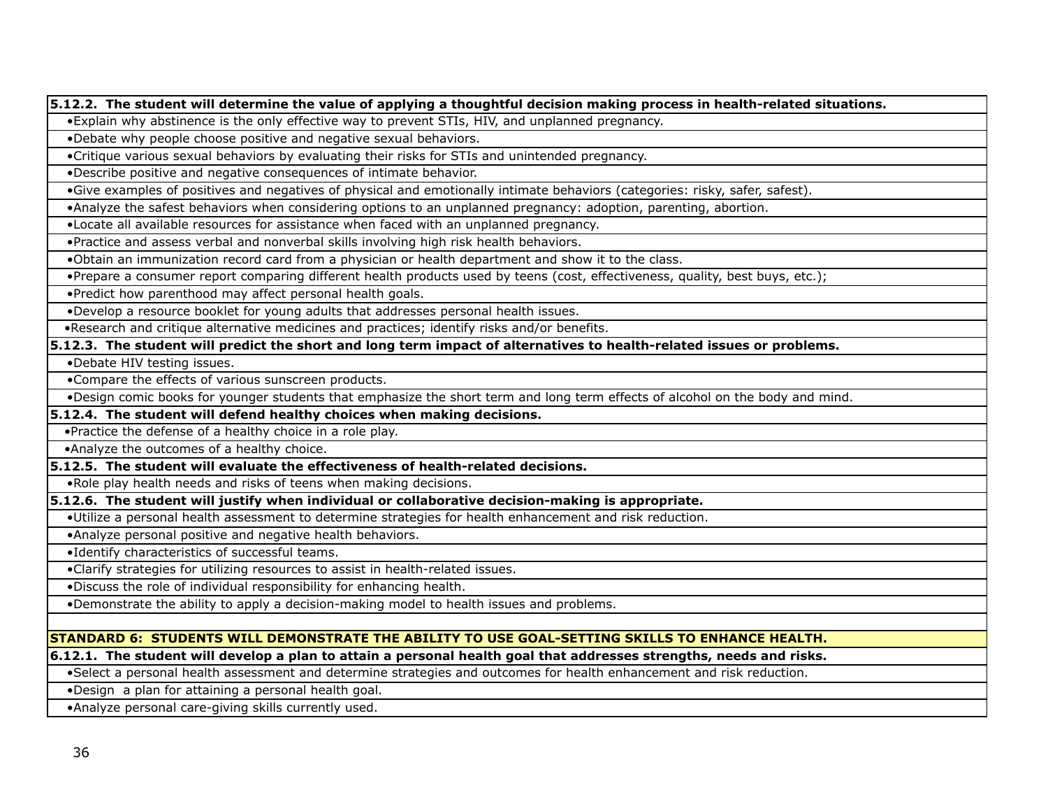| **5.12.2. The student will determine the value of applying a thoughtful decision making process in health-related situations.** |
| --- |
| •Explain why abstinence is the only effective way to prevent STIs, HIV, and unplanned pregnancy. |
| •Debate why people choose positive and negative sexual behaviors. |
| •Critique various sexual behaviors by evaluating their risks for STIs and unintended pregnancy. |
| •Describe positive and negative consequences of intimate behavior. |
| •Give examples of positives and negatives of physical and emotionally intimate behaviors (categories: risky, safer, safest). |
| •Analyze the safest behaviors when considering options to an unplanned pregnancy: adoption, parenting, abortion. |
| •Locate all available resources for assistance when faced with an unplanned pregnancy. |
| •Practice and assess verbal and nonverbal skills involving high risk health behaviors. |
| •Obtain an immunization record card from a physician or health department and show it to the class. |
| •Prepare a consumer report comparing different health products used by teens (cost, effectiveness, quality, best buys, etc.); |
| •Predict how parenthood may affect personal health goals. |
| •Develop a resource booklet for young adults that addresses personal health issues. |
| •Research and critique alternative medicines and practices; identify risks and/or benefits. |
| **5.12.3. The student will predict the short and long term impact of alternatives to health-related issues or problems.** |
| •Debate HIV testing issues. |
| •Compare the effects of various sunscreen products. |
| •Design comic books for younger students that emphasize the short term and long term effects of alcohol on the body and mind. |
| **5.12.4. The student will defend healthy choices when making decisions.** |
| •Practice the defense of a healthy choice in a role play. |
| •Analyze the outcomes of a healthy choice. |
| **5.12.5. The student will evaluate the effectiveness of health-related decisions.** |
| •Role play health needs and risks of teens when making decisions. |
| **5.12.6. The student will justify when individual or collaborative decision-making is appropriate.** |
| •Utilize a personal health assessment to determine strategies for health enhancement and risk reduction. |
| •Analyze personal positive and negative health behaviors. |
| •Identify characteristics of successful teams. |
| •Clarify strategies for utilizing resources to assist in health-related issues. |
| •Discuss the role of individual responsibility for enhancing health. |
| •Demonstrate the ability to apply a decision-making model to health issues and problems. |
| |
| **STANDARD 6: STUDENTS WILL DEMONSTRATE THE ABILITY TO USE GOAL-SETTING SKILLS TO ENHANCE HEALTH.** |
| **6.12.1. The student will develop a plan to attain a personal health goal that addresses strengths, needs and risks.** |
| •Select a personal health assessment and determine strategies and outcomes for health enhancement and risk reduction. |
| •Design a plan for attaining a personal health goal. |
| •Analyze personal care-giving skills currently used. |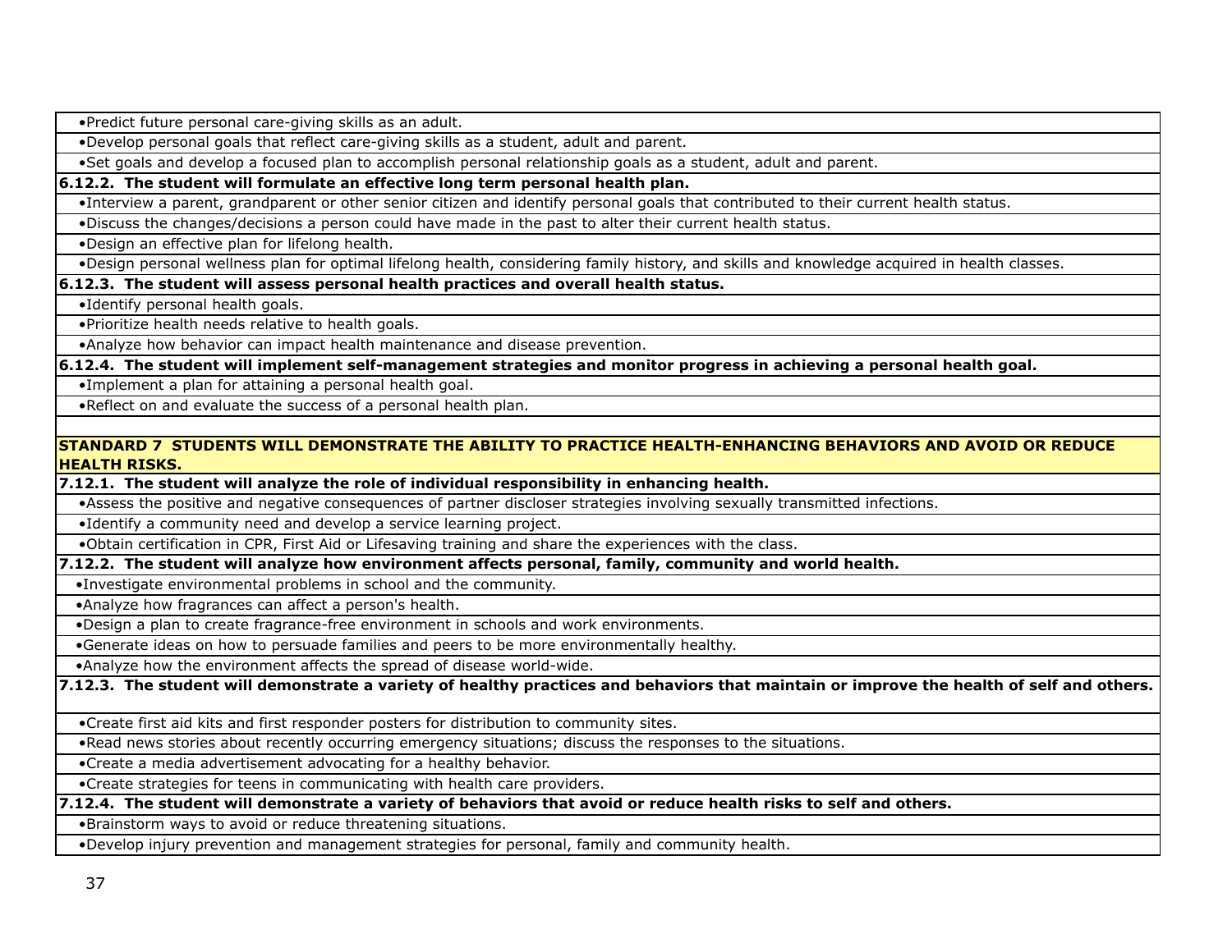- Predict future personal care-giving skills as an adult.
- Develop personal goals that reflect care-giving skills as a student, adult and parent.
- Set goals and develop a focused plan to accomplish personal relationship goals as a student, adult and parent.

**6.12.2. The student will formulate an effective long term personal health plan.**

- Interview a parent, grandparent or other senior citizen and identify personal goals that contributed to their current health status.
- Discuss the changes/decisions a person could have made in the past to alter their current health status.
- Design an effective plan for lifelong health.
- Design personal wellness plan for optimal lifelong health, considering family history, and skills and knowledge acquired in health classes.

**6.12.3. The student will assess personal health practices and overall health status.**

- Identify personal health goals.
- Prioritize health needs relative to health goals.
- Analyze how behavior can impact health maintenance and disease prevention.

**6.12.4. The student will implement self-management strategies and monitor progress in achieving a personal health goal.**

- Implement a plan for attaining a personal health goal.
- Reflect on and evaluate the success of a personal health plan.

## STANDARD 7 STUDENTS WILL DEMONSTRATE THE ABILITY TO PRACTICE HEALTH-ENHANCING BEHAVIORS AND AVOID OR REDUCE HEALTH RISKS.

**7.12.1. The student will analyze the role of individual responsibility in enhancing health.**

- Assess the positive and negative consequences of partner discloser strategies involving sexually transmitted infections.
- Identify a community need and develop a service learning project.
- Obtain certification in CPR, First Aid or Lifesaving training and share the experiences with the class.

**7.12.2. The student will analyze how environment affects personal, family, community and world health.**

- Investigate environmental problems in school and the community.
- Analyze how fragrances can affect a person's health.
- Design a plan to create fragrance-free environment in schools and work environments.
- Generate ideas on how to persuade families and peers to be more environmentally healthy.
- Analyze how the environment affects the spread of disease world-wide.

**7.12.3. The student will demonstrate a variety of healthy practices and behaviors that maintain or improve the health of self and others.**

- Create first aid kits and first responder posters for distribution to community sites.
- Read news stories about recently occurring emergency situations; discuss the responses to the situations.
- Create a media advertisement advocating for a healthy behavior.
- Create strategies for teens in communicating with health care providers.

**7.12.4. The student will demonstrate a variety of behaviors that avoid or reduce health risks to self and others.**

- Brainstorm ways to avoid or reduce threatening situations.
- Develop injury prevention and management strategies for personal, family and community health.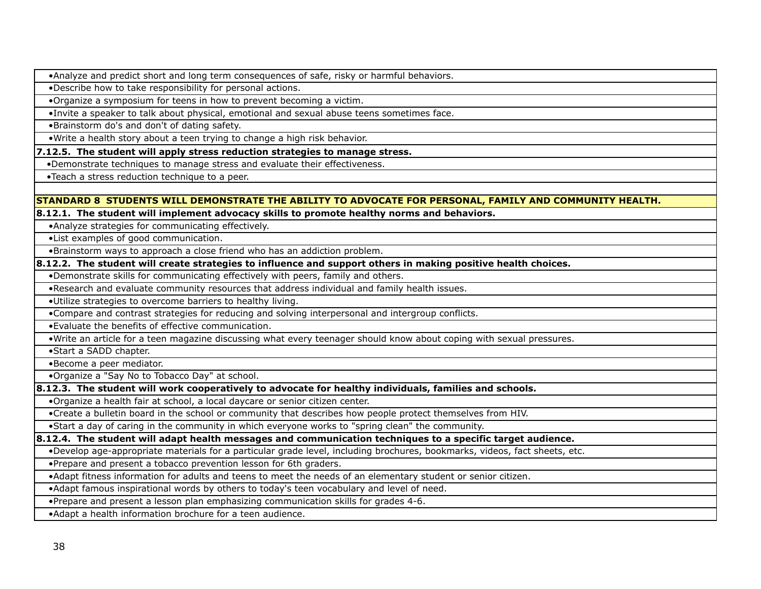- Analyze and predict short and long term consequences of safe, risky or harmful behaviors.
- Describe how to take responsibility for personal actions.
- Organize a symposium for teens in how to prevent becoming a victim.
- Invite a speaker to talk about physical, emotional and sexual abuse teens sometimes face.
- Brainstorm do's and don't of dating safety.
- Write a health story about a teen trying to change a high risk behavior.

**7.12.5. The student will apply stress reduction strategies to manage stress.**

- Demonstrate techniques to manage stress and evaluate their effectiveness.
- Teach a stress reduction technique to a peer.

## STANDARD 8 STUDENTS WILL DEMONSTRATE THE ABILITY TO ADVOCATE FOR PERSONAL, FAMILY AND COMMUNITY HEALTH.

**8.12.1. The student will implement advocacy skills to promote healthy norms and behaviors.**

- Analyze strategies for communicating effectively.
- List examples of good communication.
- Brainstorm ways to approach a close friend who has an addiction problem.

**8.12.2. The student will create strategies to influence and support others in making positive health choices.**

- Demonstrate skills for communicating effectively with peers, family and others.
- Research and evaluate community resources that address individual and family health issues.
- Utilize strategies to overcome barriers to healthy living.
- Compare and contrast strategies for reducing and solving interpersonal and intergroup conflicts.
- Evaluate the benefits of effective communication.
- Write an article for a teen magazine discussing what every teenager should know about coping with sexual pressures.
- Start a SADD chapter.
- Become a peer mediator.
- Organize a "Say No to Tobacco Day" at school.

**8.12.3. The student will work cooperatively to advocate for healthy individuals, families and schools.**

- Organize a health fair at school, a local daycare or senior citizen center.
- Create a bulletin board in the school or community that describes how people protect themselves from HIV.
- Start a day of caring in the community in which everyone works to "spring clean" the community.

**8.12.4. The student will adapt health messages and communication techniques to a specific target audience.**

- Develop age-appropriate materials for a particular grade level, including brochures, bookmarks, videos, fact sheets, etc.
- Prepare and present a tobacco prevention lesson for 6th graders.
- Adapt fitness information for adults and teens to meet the needs of an elementary student or senior citizen.
- Adapt famous inspirational words by others to today's teen vocabulary and level of need.
- Prepare and present a lesson plan emphasizing communication skills for grades 4-6.
- Adapt a health information brochure for a teen audience.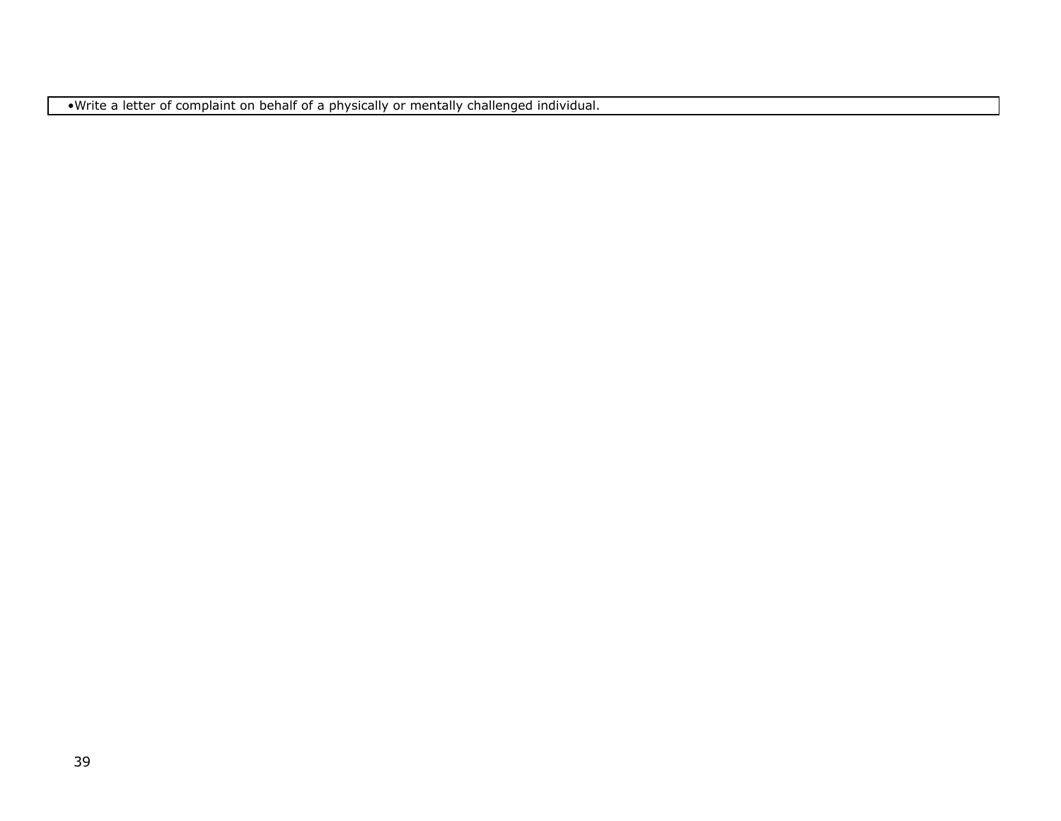| |
|---|
| •Write a letter of complaint on behalf of a physically or mentally challenged individual. |